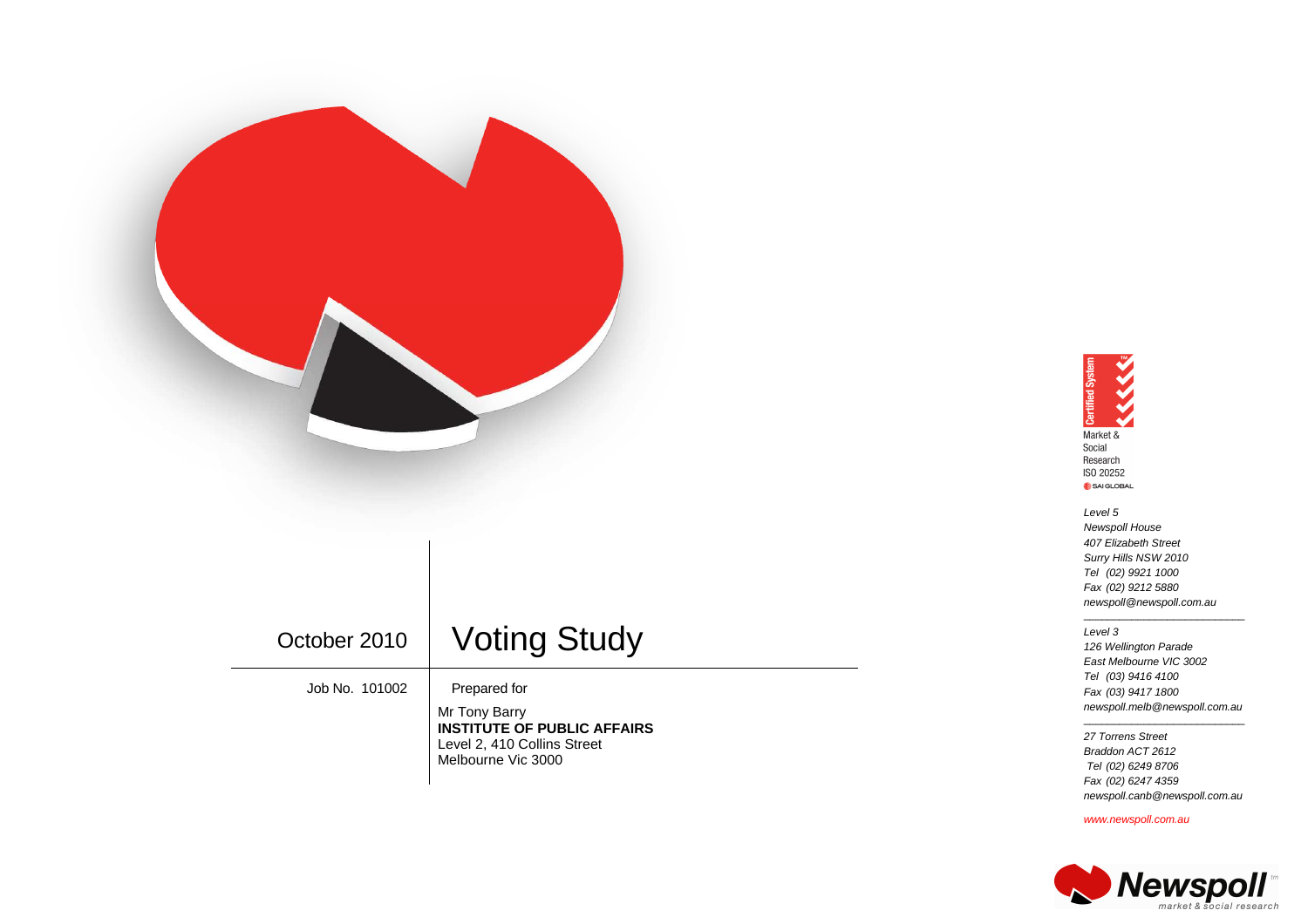# Voting Study

October 2010

Job No. 101002

Prepared for

Mr Tony Barry
**INSTITUTE OF PUBLIC AFFAIRS**
Level 2, 410 Collins Street
Melbourne Vic 3000

Certified System
Market & Social Research
ISO 20252
SAI GLOBAL

*Level 5*
*Newspoll House*
*407 Elizabeth Street*
*Surry Hills NSW 2010*
*Tel (02) 9921 1000*
*Fax (02) 9212 5880*
*newspoll@newspoll.com.au*

*Level 3*
*126 Wellington Parade*
*East Melbourne VIC 3002*
*Tel (03) 9416 4100*
*Fax (03) 9417 1800*
*newspoll.melb@newspoll.com.au*

*27 Torrens Street*
*Braddon ACT 2612*
*Tel (02) 6249 8706*
*Fax (02) 6247 4359*
*newspoll.canb@newspoll.com.au*

*www.newspoll.com.au*

Newspoll tm
*market & social research*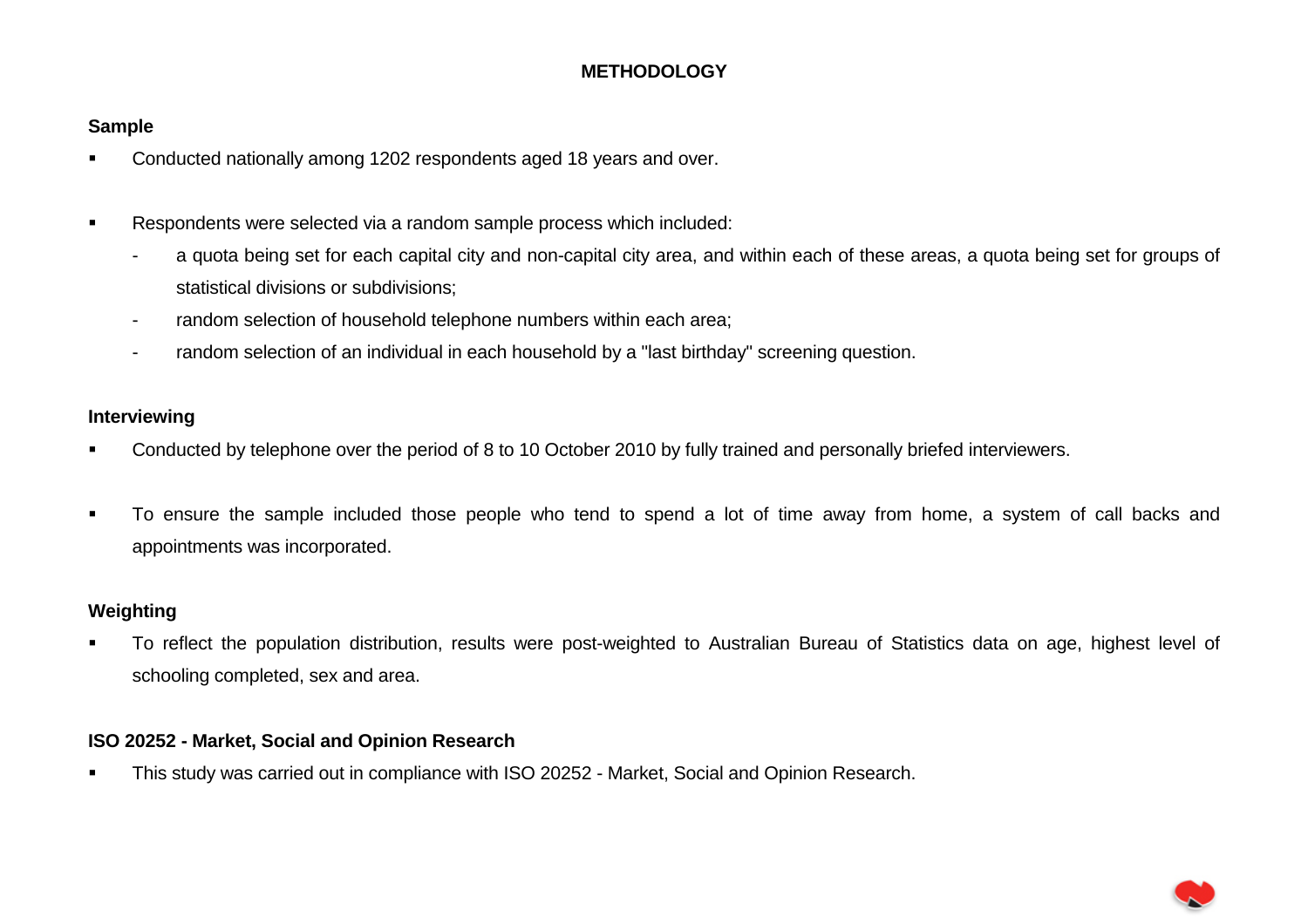# METHODOLOGY

## Sample

- Conducted nationally among 1202 respondents aged 18 years and over.

- Respondents were selected via a random sample process which included:
  - a quota being set for each capital city and non-capital city area, and within each of these areas, a quota being set for groups of statistical divisions or subdivisions;
  - random selection of household telephone numbers within each area;
  - random selection of an individual in each household by a "last birthday" screening question.

## Interviewing

- Conducted by telephone over the period of 8 to 10 October 2010 by fully trained and personally briefed interviewers.

- To ensure the sample included those people who tend to spend a lot of time away from home, a system of call backs and appointments was incorporated.

## Weighting

- To reflect the population distribution, results were post-weighted to Australian Bureau of Statistics data on age, highest level of schooling completed, sex and area.

## ISO 20252 - Market, Social and Opinion Research

- This study was carried out in compliance with ISO 20252 - Market, Social and Opinion Research.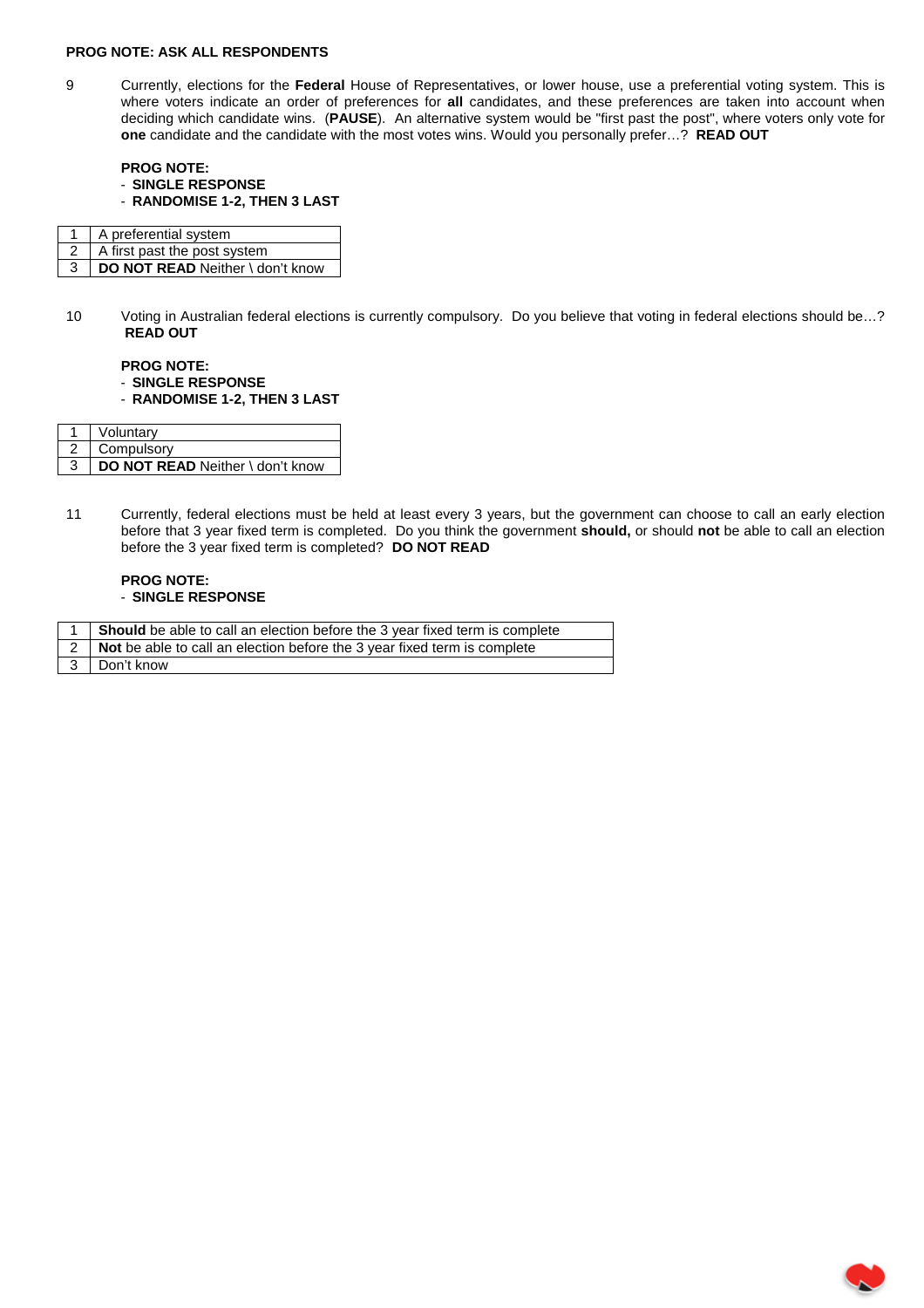**PROG NOTE: ASK ALL RESPONDENTS**

9 Currently, elections for the **Federal** House of Representatives, or lower house, use a preferential voting system. This is where voters indicate an order of preferences for **all** candidates, and these preferences are taken into account when deciding which candidate wins. (**PAUSE**). An alternative system would be "first past the post", where voters only vote for **one** candidate and the candidate with the most votes wins. Would you personally prefer…? **READ OUT**

**PROG NOTE:**
- **SINGLE RESPONSE**
- **RANDOMISE 1-2, THEN 3 LAST**

| | |
|---|---|
| 1 | A preferential system |
| 2 | A first past the post system |
| 3 | **DO NOT READ** Neither \ don't know |

10 Voting in Australian federal elections is currently compulsory. Do you believe that voting in federal elections should be…? **READ OUT**

**PROG NOTE:**
- **SINGLE RESPONSE**
- **RANDOMISE 1-2, THEN 3 LAST**

| | |
|---|---|
| 1 | Voluntary |
| 2 | Compulsory |
| 3 | **DO NOT READ** Neither \ don't know |

11 Currently, federal elections must be held at least every 3 years, but the government can choose to call an early election before that 3 year fixed term is completed. Do you think the government **should,** or should **not** be able to call an election before the 3 year fixed term is completed? **DO NOT READ**

**PROG NOTE:**
- **SINGLE RESPONSE**

| | |
|---|---|
| 1 | **Should** be able to call an election before the 3 year fixed term is complete |
| 2 | **Not** be able to call an election before the 3 year fixed term is complete |
| 3 | Don't know |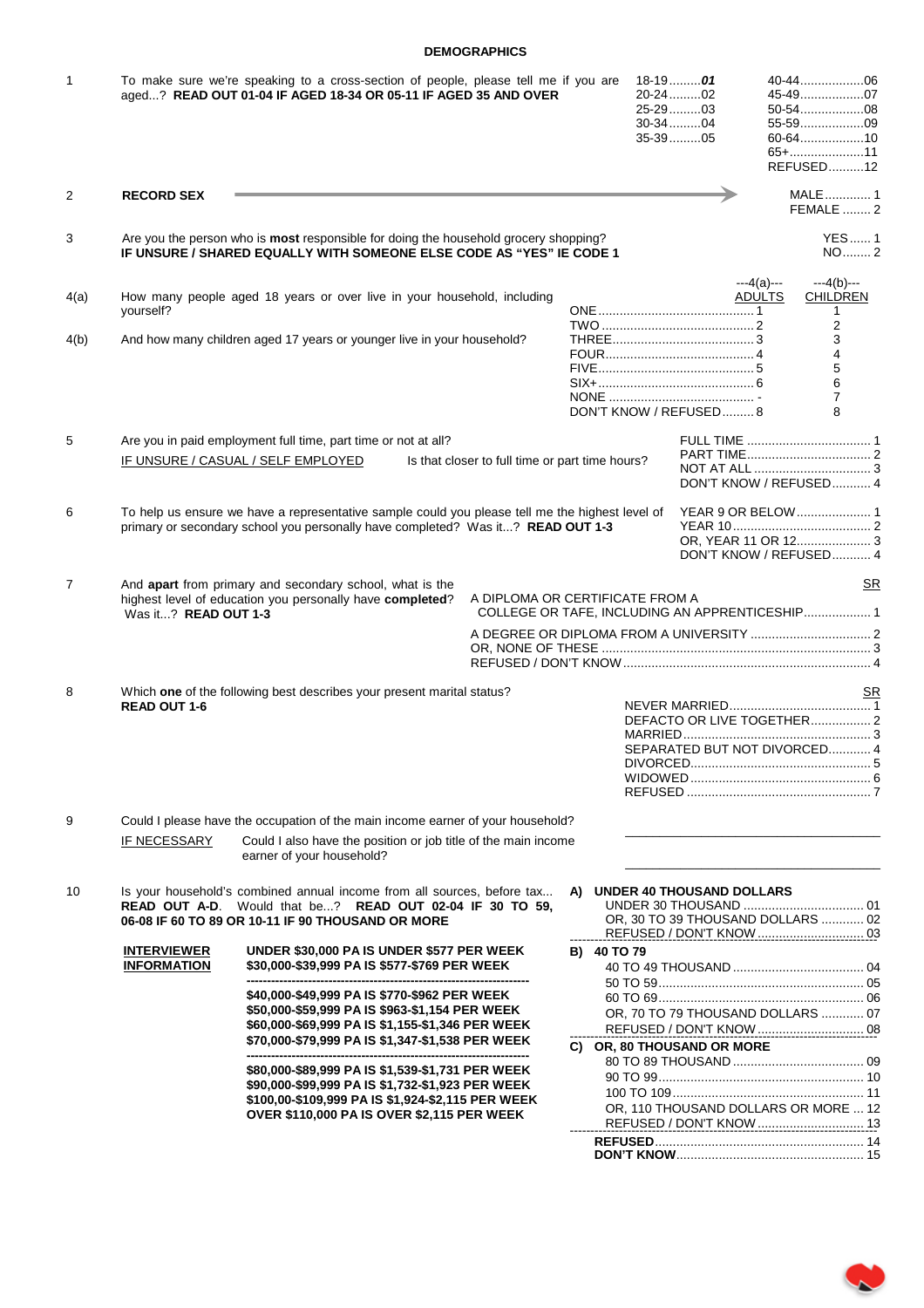## DEMOGRAPHICS

**1** To make sure we're speaking to a cross-section of people, please tell me if you are aged...? **READ OUT 01-04 IF AGED 18-34 OR 05-11 IF AGED 35 AND OVER**

| | |
|---|---|
| 18-19......... ***01*** | 40-44..................06 |
| 20-24.........02 | 45-49..................07 |
| 25-29.........03 | 50-54..................08 |
| 30-34.........04 | 55-59..................09 |
| 35-39.........05 | 60-64..................10 |
| | 65+.....................11 |
| | REFUSED..........12 |

**2** **RECORD SEX** →

- MALE............. 1
- FEMALE ........ 2

**3** Are you the person who is **most** responsible for doing the household grocery shopping?
**IF UNSURE / SHARED EQUALLY WITH SOMEONE ELSE CODE AS "YES" IE CODE 1**

- YES...... 1
- NO........ 2

**4(a)** How many people aged 18 years or over live in your household, including yourself?

**4(b)** And how many children aged 17 years or younger live in your household?

| | ---4(a)--- ADULTS | ---4(b)--- CHILDREN |
|---|---|---|
| ONE | 1 | 1 |
| TWO | 2 | 2 |
| THREE | 3 | 3 |
| FOUR | 4 | 4 |
| FIVE | 5 | 5 |
| SIX+ | 6 | 6 |
| NONE | - | 7 |
| DON'T KNOW / REFUSED | 8 | 8 |

**5** Are you in paid employment full time, part time or not at all?
IF UNSURE / CASUAL / SELF EMPLOYED — Is that closer to full time or part time hours?

- FULL TIME ................................... 1
- PART TIME................................... 2
- NOT AT ALL ................................. 3
- DON'T KNOW / REFUSED........... 4

**6** To help us ensure we have a representative sample could you please tell me the highest level of primary or secondary school you personally have completed? Was it...? **READ OUT 1-3**

- YEAR 9 OR BELOW..................... 1
- YEAR 10....................................... 2
- OR, YEAR 11 OR 12..................... 3
- DON'T KNOW / REFUSED........... 4

**7** And **apart** from primary and secondary school, what is the highest level of education you personally have **completed**? Was it...? **READ OUT 1-3**

SR
- A DIPLOMA OR CERTIFICATE FROM A COLLEGE OR TAFE, INCLUDING AN APPRENTICESHIP................... 1
- A DEGREE OR DIPLOMA FROM A UNIVERSITY ................................. 2
- OR, NONE OF THESE ........................................................................... 3
- REFUSED / DON'T KNOW..................................................................... 4

**8** Which **one** of the following best describes your present marital status?
**READ OUT 1-6**

SR
- NEVER MARRIED........................................ 1
- DEFACTO OR LIVE TOGETHER................. 2
- MARRIED..................................................... 3
- SEPARATED BUT NOT DIVORCED............ 4
- DIVORCED................................................... 5
- WIDOWED ................................................... 6
- REFUSED .................................................... 7

**9** Could I please have the occupation of the main income earner of your household? ____________________

IF NECESSARY — Could I also have the position or job title of the main income earner of your household? ____________________

**10** Is your household's combined annual income from all sources, before tax... **READ OUT A-D**. Would that be...? **READ OUT 02-04 IF 30 TO 59, 06-08 IF 60 TO 89 OR 10-11 IF 90 THOUSAND OR MORE**

**INTERVIEWER INFORMATION**

**UNDER $30,000 PA IS UNDER $577 PER WEEK**
**$30,000-$39,999 PA IS $577-$769 PER WEEK**

---

**$40,000-$49,999 PA IS $770-$962 PER WEEK**
**$50,000-$59,999 PA IS $963-$1,154 PER WEEK**
**$60,000-$69,999 PA IS $1,155-$1,346 PER WEEK**
**$70,000-$79,999 PA IS $1,347-$1,538 PER WEEK**

---

**$80,000-$89,999 PA IS $1,539-$1,731 PER WEEK**
**$90,000-$99,999 PA IS $1,732-$1,923 PER WEEK**
**$100,00-$109,999 PA IS $1,924-$2,115 PER WEEK**
**OVER $110,000 PA IS OVER $2,115 PER WEEK**

**A) UNDER 40 THOUSAND DOLLARS**
- UNDER 30 THOUSAND ................................. 01
- OR, 30 TO 39 THOUSAND DOLLARS ............ 02
- REFUSED / DON'T KNOW .............................. 03

**B) 40 TO 79**
- 40 TO 49 THOUSAND ..................................... 04
- 50 TO 59......................................................... 05
- 60 TO 69......................................................... 06
- OR, 70 TO 79 THOUSAND DOLLARS ............ 07
- REFUSED / DON'T KNOW .............................. 08

**C) OR, 80 THOUSAND OR MORE**
- 80 TO 89 THOUSAND ..................................... 09
- 90 TO 99......................................................... 10
- 100 TO 109..................................................... 11
- OR, 110 THOUSAND DOLLARS OR MORE ... 12
- REFUSED / DON'T KNOW .............................. 13

- **REFUSED**.......................................................... 14
- **DON'T KNOW**.................................................... 15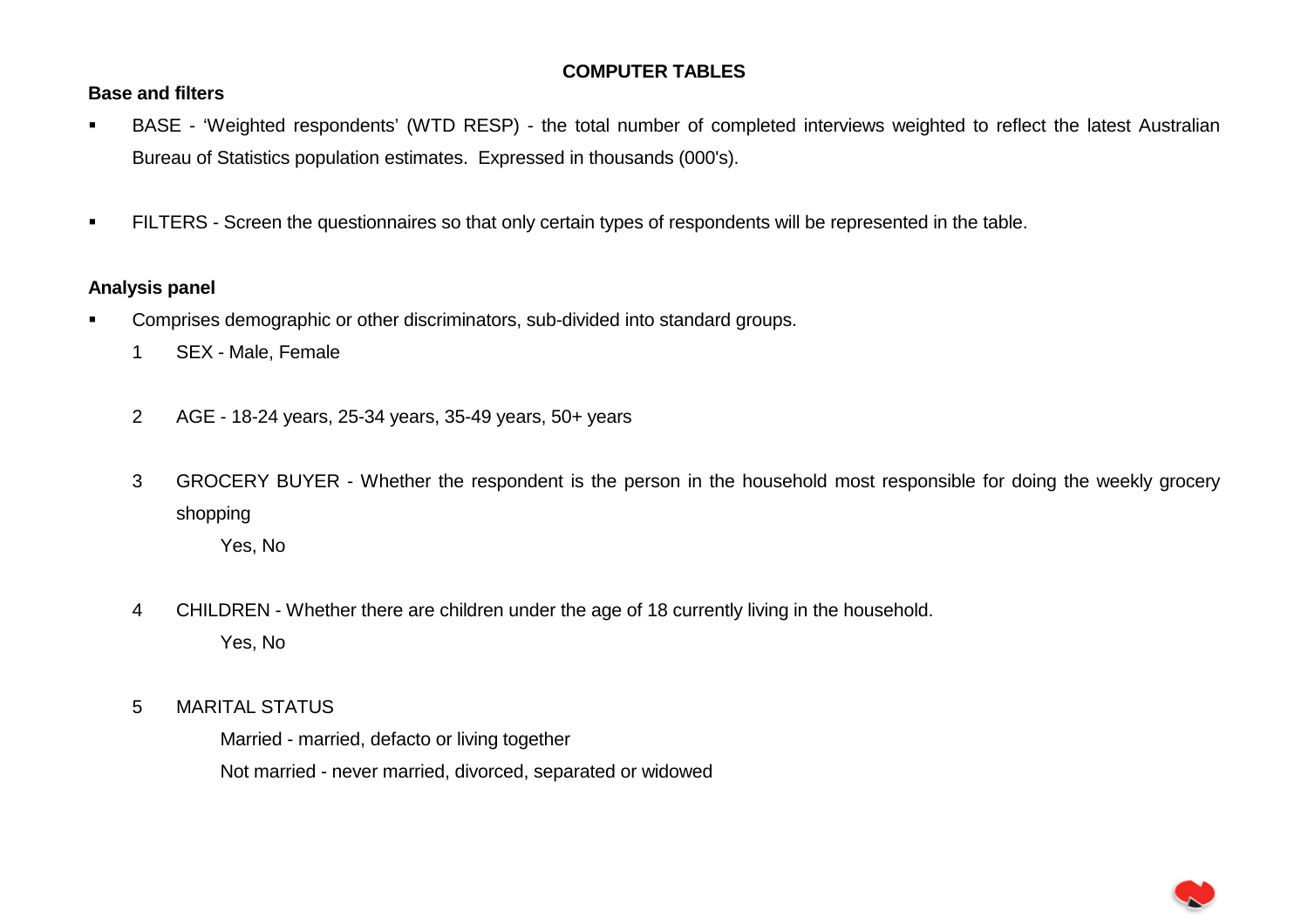## COMPUTER TABLES

### Base and filters

- BASE - 'Weighted respondents' (WTD RESP) - the total number of completed interviews weighted to reflect the latest Australian Bureau of Statistics population estimates. Expressed in thousands (000's).

- FILTERS - Screen the questionnaires so that only certain types of respondents will be represented in the table.

### Analysis panel

- Comprises demographic or other discriminators, sub-divided into standard groups.

  1. SEX - Male, Female

  2. AGE - 18-24 years, 25-34 years, 35-49 years, 50+ years

  3. GROCERY BUYER - Whether the respondent is the person in the household most responsible for doing the weekly grocery shopping

     Yes, No

  4. CHILDREN - Whether there are children under the age of 18 currently living in the household.

     Yes, No

  5. MARITAL STATUS

     Married - married, defacto or living together

     Not married - never married, divorced, separated or widowed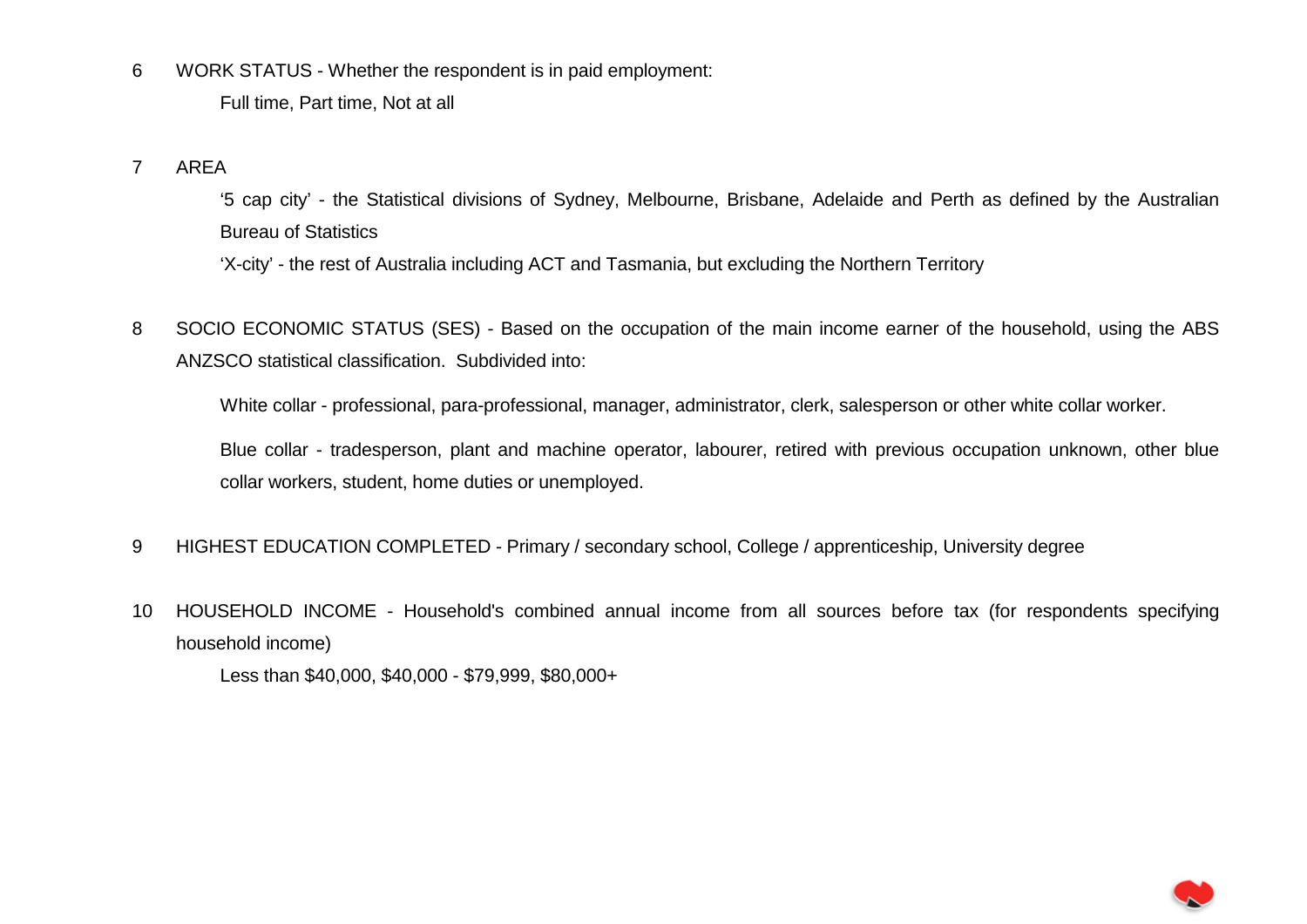6 WORK STATUS - Whether the respondent is in paid employment:

Full time, Part time, Not at all

7 AREA

'5 cap city' - the Statistical divisions of Sydney, Melbourne, Brisbane, Adelaide and Perth as defined by the Australian Bureau of Statistics

'X-city' - the rest of Australia including ACT and Tasmania, but excluding the Northern Territory

8 SOCIO ECONOMIC STATUS (SES) - Based on the occupation of the main income earner of the household, using the ABS ANZSCO statistical classification. Subdivided into:

White collar - professional, para-professional, manager, administrator, clerk, salesperson or other white collar worker.

Blue collar - tradesperson, plant and machine operator, labourer, retired with previous occupation unknown, other blue collar workers, student, home duties or unemployed.

9 HIGHEST EDUCATION COMPLETED - Primary / secondary school, College / apprenticeship, University degree

10 HOUSEHOLD INCOME - Household's combined annual income from all sources before tax (for respondents specifying household income)

Less than $40,000, $40,000 - $79,999, $80,000+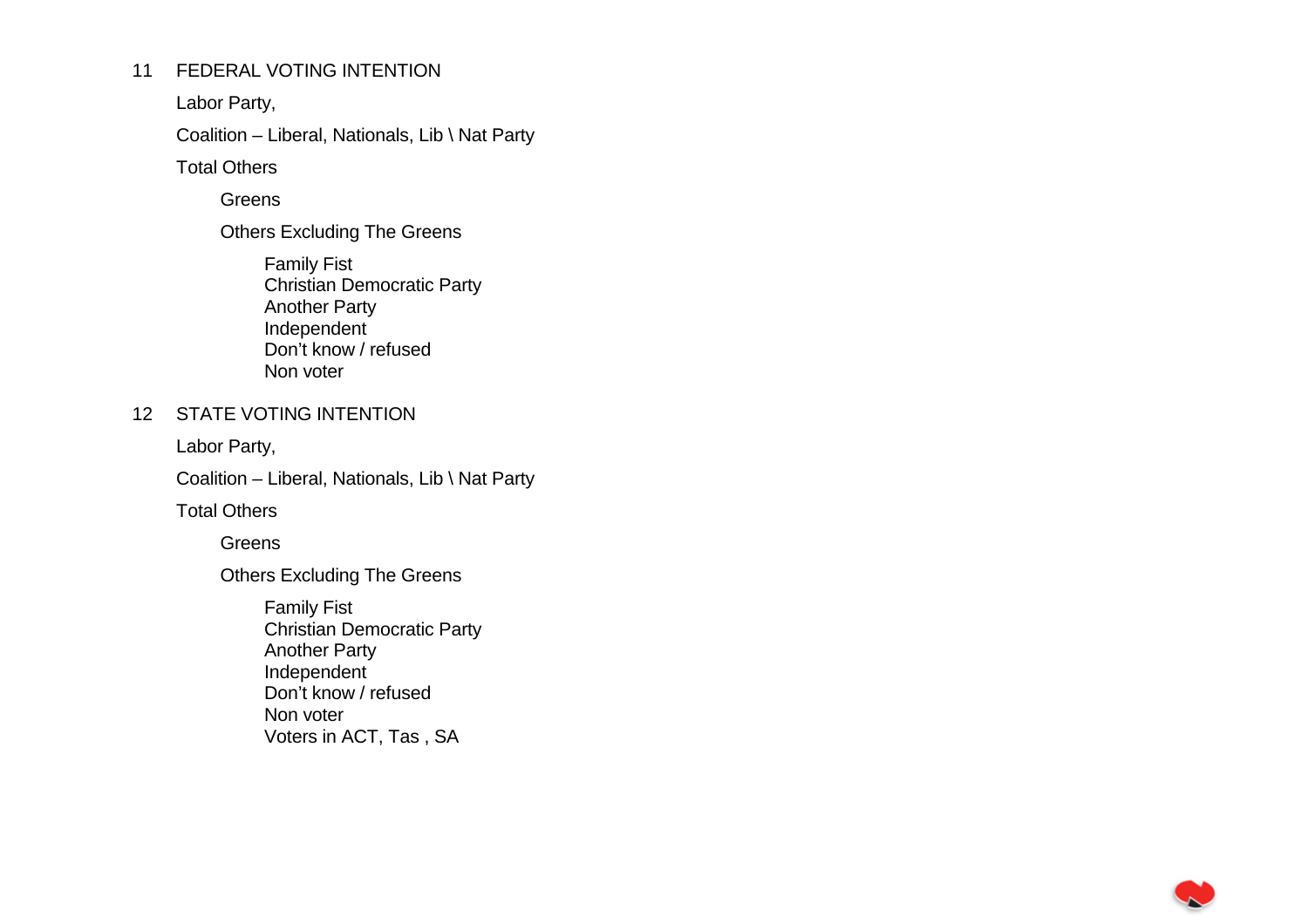## 11 FEDERAL VOTING INTENTION

Labor Party,

Coalition – Liberal, Nationals, Lib \ Nat Party

Total Others

- Greens
- Others Excluding The Greens
  - Family Fist
  - Christian Democratic Party
  - Another Party
  - Independent
  - Don't know / refused
  - Non voter

## 12 STATE VOTING INTENTION

Labor Party,

Coalition – Liberal, Nationals, Lib \ Nat Party

Total Others

- Greens
- Others Excluding The Greens
  - Family Fist
  - Christian Democratic Party
  - Another Party
  - Independent
  - Don't know / refused
  - Non voter
  - Voters in ACT, Tas , SA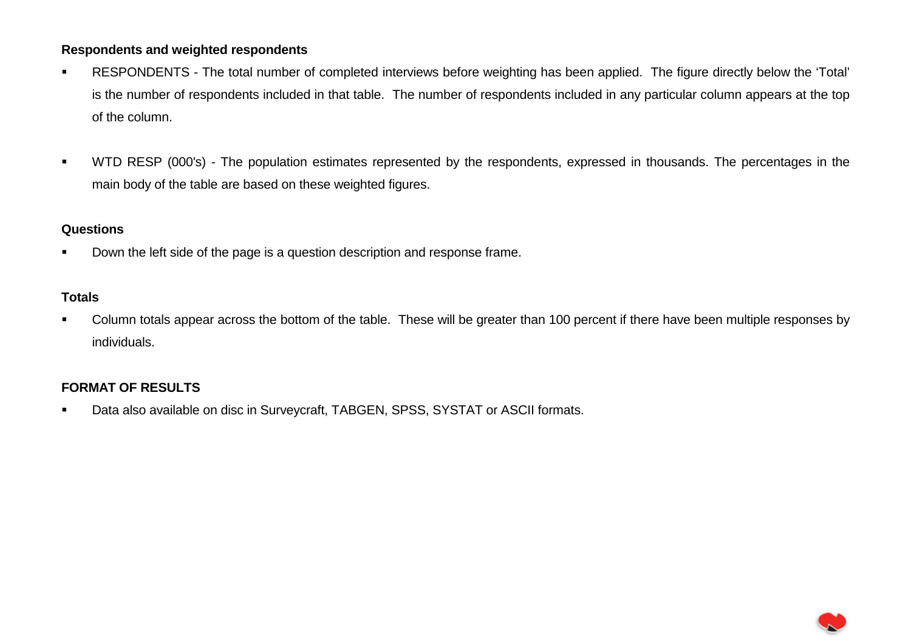**Respondents and weighted respondents**

- RESPONDENTS - The total number of completed interviews before weighting has been applied. The figure directly below the 'Total' is the number of respondents included in that table. The number of respondents included in any particular column appears at the top of the column.

- WTD RESP (000's) - The population estimates represented by the respondents, expressed in thousands. The percentages in the main body of the table are based on these weighted figures.

**Questions**

- Down the left side of the page is a question description and response frame.

**Totals**

- Column totals appear across the bottom of the table. These will be greater than 100 percent if there have been multiple responses by individuals.

**FORMAT OF RESULTS**

- Data also available on disc in Surveycraft, TABGEN, SPSS, SYSTAT or ASCII formats.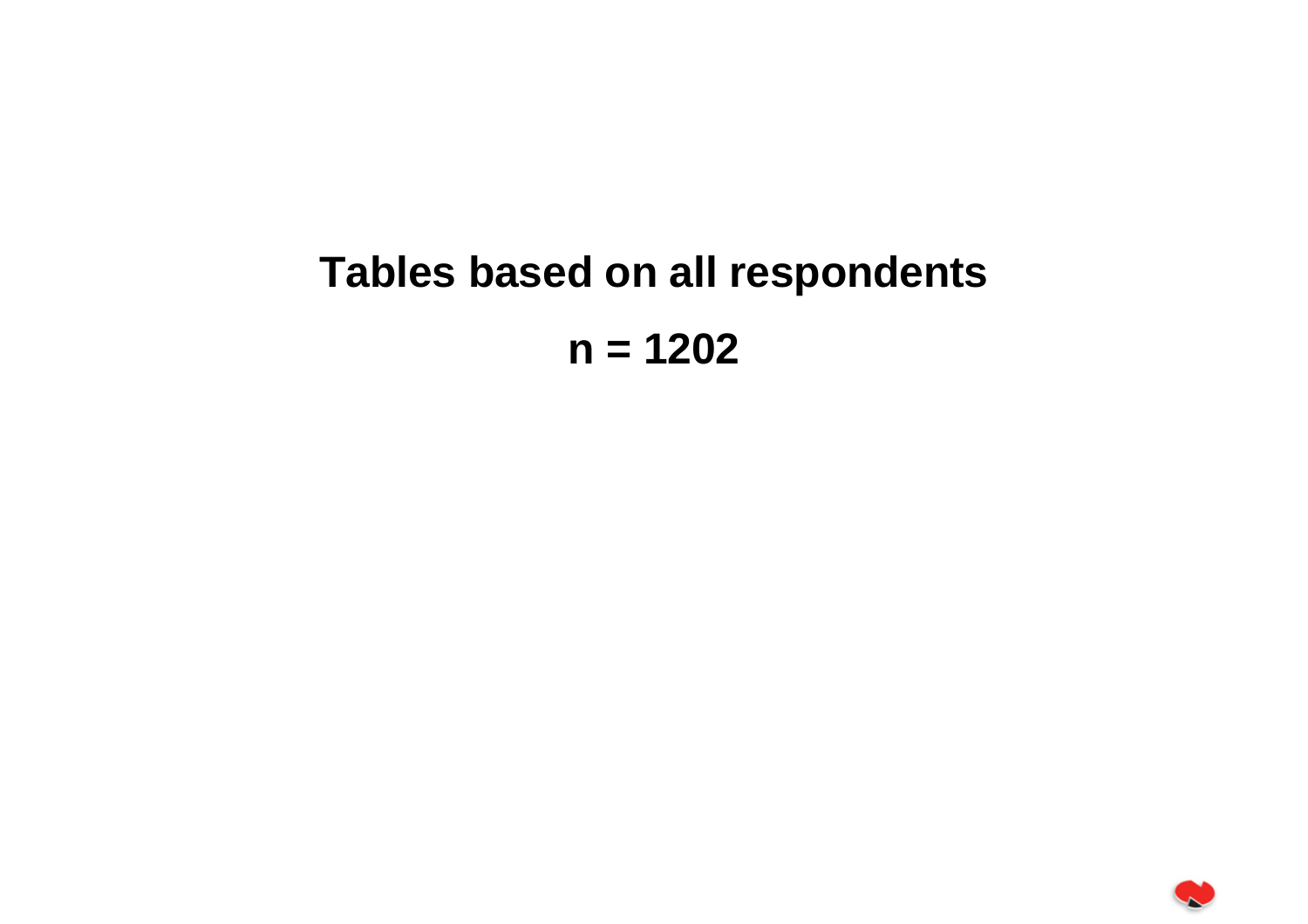# Tables based on all respondents

## n = 1202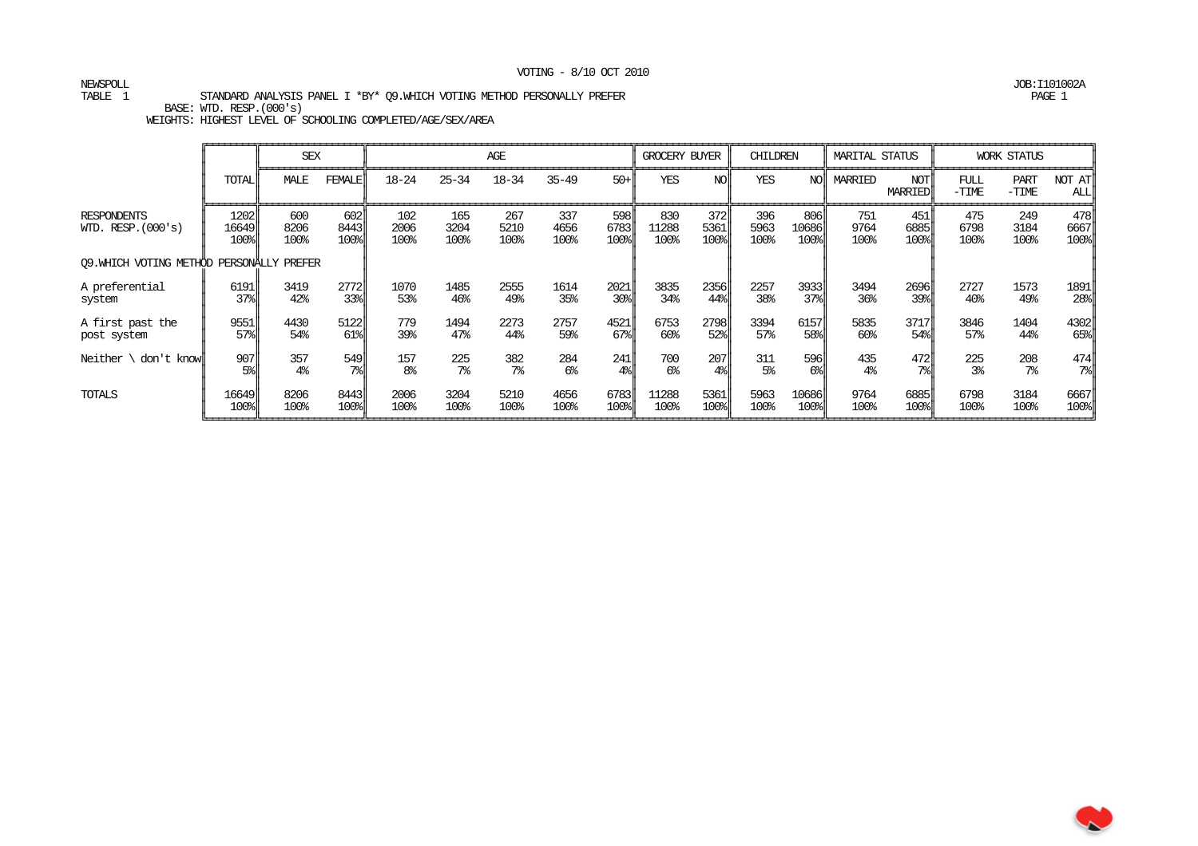VOTING - 8/10 OCT 2010

NEWSPOLL
TABLE 1

JOB:I101002A

STANDARD ANALYSIS PANEL I *BY* Q9.WHICH VOTING METHOD PERSONALLY PREFER

BASE: WTD. RESP.(000's)

WEIGHTS: HIGHEST LEVEL OF SCHOOLING COMPLETED/AGE/SEX/AREA

| | | SEX | | AGE | | | | | GROCERY BUYER | | CHILDREN | | MARITAL STATUS | | WORK STATUS | | |
|---|---|---|---|---|---|---|---|---|---|---|---|---|---|---|---|---|---|
| | TOTAL | MALE | FEMALE | 18-24 | 25-34 | 18-34 | 35-49 | 50+ | YES | NO | YES | NO | MARRIED | NOT MARRIED | FULL -TIME | PART -TIME | NOT AT ALL |
| RESPONDENTS | 1202 | 600 | 602 | 102 | 165 | 267 | 337 | 598 | 830 | 372 | 396 | 806 | 751 | 451 | 475 | 249 | 478 |
| WTD. RESP.(000's) | 16649 | 8206 | 8443 | 2006 | 3204 | 5210 | 4656 | 6783 | 11288 | 5361 | 5963 | 10686 | 9764 | 6885 | 6798 | 3184 | 6667 |
| | 100% | 100% | 100% | 100% | 100% | 100% | 100% | 100% | 100% | 100% | 100% | 100% | 100% | 100% | 100% | 100% | 100% |
| **Q9.WHICH VOTING METHOD PERSONALLY PREFER** | | | | | | | | | | | | | | | | | |
| A preferential system | 6191 | 3419 | 2772 | 1070 | 1485 | 2555 | 1614 | 2021 | 3835 | 2356 | 2257 | 3933 | 3494 | 2696 | 2727 | 1573 | 1891 |
| | 37% | 42% | 33% | 53% | 46% | 49% | 35% | 30% | 34% | 44% | 38% | 37% | 36% | 39% | 40% | 49% | 28% |
| A first past the post system | 9551 | 4430 | 5122 | 779 | 1494 | 2273 | 2757 | 4521 | 6753 | 2798 | 3394 | 6157 | 5835 | 3717 | 3846 | 1404 | 4302 |
| | 57% | 54% | 61% | 39% | 47% | 44% | 59% | 67% | 60% | 52% | 57% | 58% | 60% | 54% | 57% | 44% | 65% |
| Neither \ don't know | 907 | 357 | 549 | 157 | 225 | 382 | 284 | 241 | 700 | 207 | 311 | 596 | 435 | 472 | 225 | 208 | 474 |
| | 5% | 4% | 7% | 8% | 7% | 7% | 6% | 4% | 6% | 4% | 5% | 6% | 4% | 7% | 3% | 7% | 7% |
| TOTALS | 16649 | 8206 | 8443 | 2006 | 3204 | 5210 | 4656 | 6783 | 11288 | 5361 | 5963 | 10686 | 9764 | 6885 | 6798 | 3184 | 6667 |
| | 100% | 100% | 100% | 100% | 100% | 100% | 100% | 100% | 100% | 100% | 100% | 100% | 100% | 100% | 100% | 100% | 100% |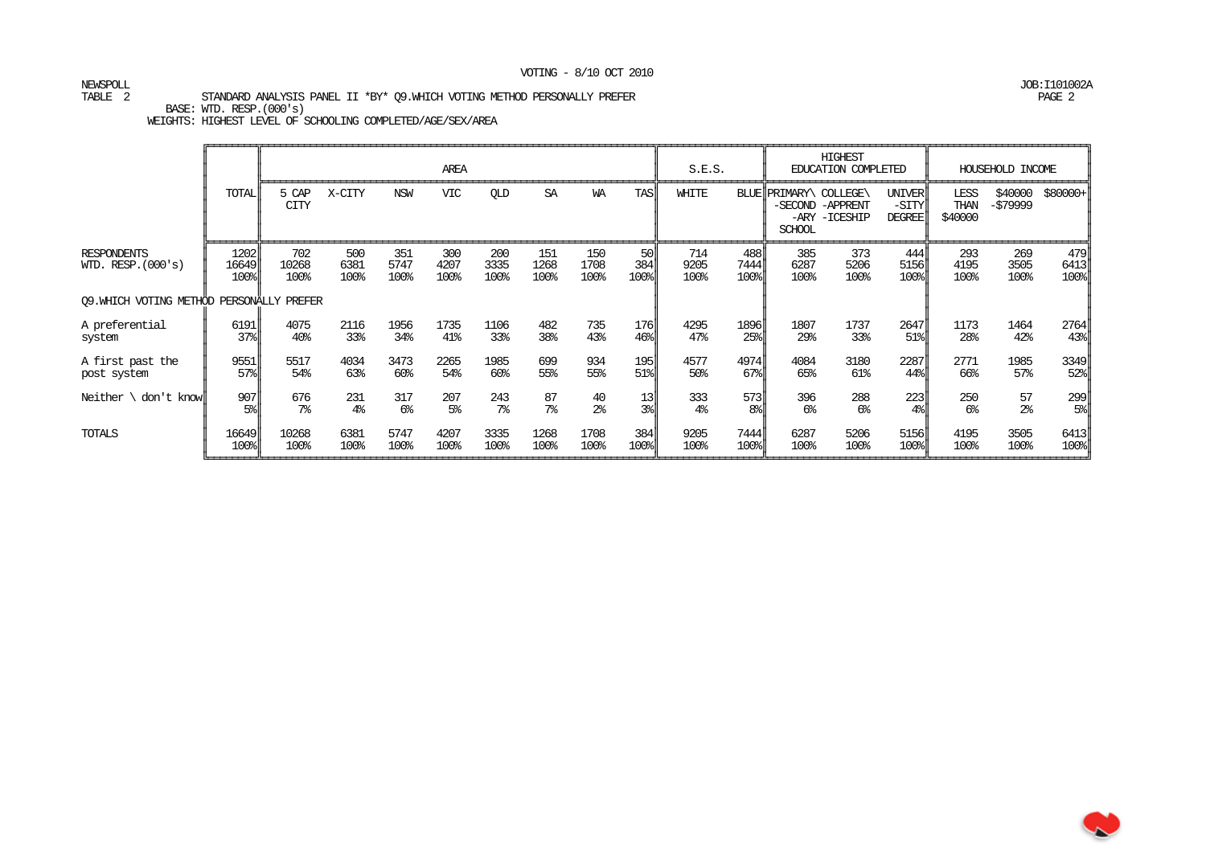VOTING - 8/10 OCT 2010

NEWSPOLL

JOB:I101002A

TABLE 2 STANDARD ANALYSIS PANEL II *BY* Q9.WHICH VOTING METHOD PERSONALLY PREFER

BASE: WTD. RESP.(000's)

WEIGHTS: HIGHEST LEVEL OF SCHOOLING COMPLETED/AGE/SEX/AREA

| | TOTAL | AREA | | | | | | | | S.E.S. | | HIGHEST EDUCATION COMPLETED | | | HOUSEHOLD INCOME | | |
|---|---|---|---|---|---|---|---|---|---|---|---|---|---|---|---|---|---|
| | | 5 CAP CITY | X-CITY | NSW | VIC | QLD | SA | WA | TAS | WHITE | BLUE | PRIMARY\ -SECOND -ARY SCHOOL | COLLEGE\ -APPRENT -ICESHIP | UNIVER -SITY DEGREE | LESS THAN $40000 | $40000 -$79999 | $80000+ |
| RESPONDENTS | 1202 | 702 | 500 | 351 | 300 | 200 | 151 | 150 | 50 | 714 | 488 | 385 | 373 | 444 | 293 | 269 | 479 |
| WTD. RESP.(000's) | 16649 | 10268 | 6381 | 5747 | 4207 | 3335 | 1268 | 1708 | 384 | 9205 | 7444 | 6287 | 5206 | 5156 | 4195 | 3505 | 6413 |
| | 100% | 100% | 100% | 100% | 100% | 100% | 100% | 100% | 100% | 100% | 100% | 100% | 100% | 100% | 100% | 100% | 100% |
| Q9.WHICH VOTING METHOD PERSONALLY PREFER | | | | | | | | | | | | | | | | | |
| A preferential system | 6191 | 4075 | 2116 | 1956 | 1735 | 1106 | 482 | 735 | 176 | 4295 | 1896 | 1807 | 1737 | 2647 | 1173 | 1464 | 2764 |
| | 37% | 40% | 33% | 34% | 41% | 33% | 38% | 43% | 46% | 47% | 25% | 29% | 33% | 51% | 28% | 42% | 43% |
| A first past the post system | 9551 | 5517 | 4034 | 3473 | 2265 | 1985 | 699 | 934 | 195 | 4577 | 4974 | 4084 | 3180 | 2287 | 2771 | 1985 | 3349 |
| | 57% | 54% | 63% | 60% | 54% | 60% | 55% | 55% | 51% | 50% | 67% | 65% | 61% | 44% | 66% | 57% | 52% |
| Neither \ don't know | 907 | 676 | 231 | 317 | 207 | 243 | 87 | 40 | 13 | 333 | 573 | 396 | 288 | 223 | 250 | 57 | 299 |
| | 5% | 7% | 4% | 6% | 5% | 7% | 7% | 2% | 3% | 4% | 8% | 6% | 6% | 4% | 6% | 2% | 5% |
| TOTALS | 16649 | 10268 | 6381 | 5747 | 4207 | 3335 | 1268 | 1708 | 384 | 9205 | 7444 | 6287 | 5206 | 5156 | 4195 | 3505 | 6413 |
| | 100% | 100% | 100% | 100% | 100% | 100% | 100% | 100% | 100% | 100% | 100% | 100% | 100% | 100% | 100% | 100% | 100% |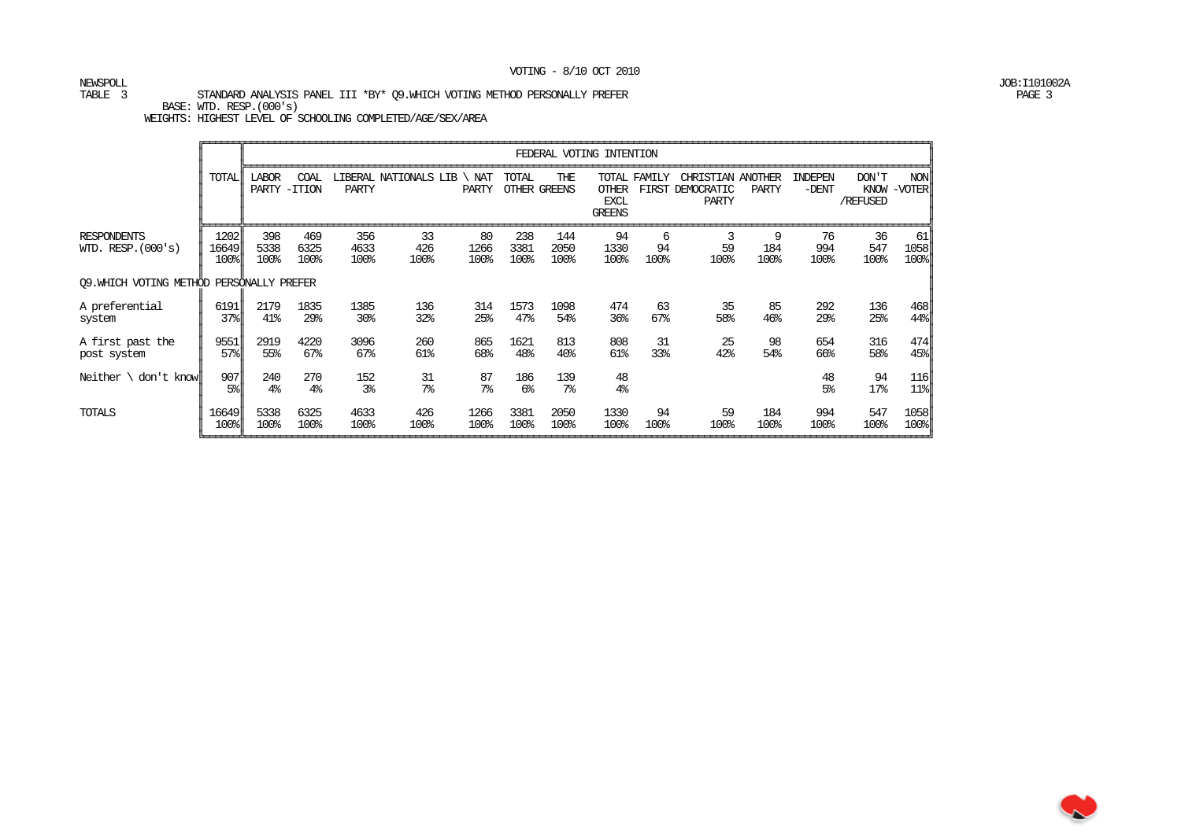VOTING - 8/10 OCT 2010

NEWSPOLL
TABLE 3 STANDARD ANALYSIS PANEL III *BY* Q9.WHICH VOTING METHOD PERSONALLY PREFER
BASE: WTD. RESP.(000's)
WEIGHTS: HIGHEST LEVEL OF SCHOOLING COMPLETED/AGE/SEX/AREA

JOB:I101002A
PAGE 3

| | TOTAL | FEDERAL VOTING INTENTION | | | | | | | | | | | | | |
|---|---|---|---|---|---|---|---|---|---|---|---|---|---|---|---|
| | | LABOR PARTY | COAL -ITION | LIBERAL PARTY | NATIONALS | LIB \ NAT PARTY | TOTAL OTHER | THE GREENS | TOTAL OTHER EXCL GREENS | FAMILY FIRST | CHRISTIAN DEMOCRATIC PARTY | ANOTHER PARTY | INDEPEN -DENT | DON'T KNOW /REFUSED | NON -VOTER |
| RESPONDENTS | 1202 | 398 | 469 | 356 | 33 | 80 | 238 | 144 | 94 | 6 | 3 | 9 | 76 | 36 | 61 |
| WTD. RESP.(000's) | 16649 | 5338 | 6325 | 4633 | 426 | 1266 | 3381 | 2050 | 1330 | 94 | 59 | 184 | 994 | 547 | 1058 |
| | 100% | 100% | 100% | 100% | 100% | 100% | 100% | 100% | 100% | 100% | 100% | 100% | 100% | 100% | 100% |
| **Q9.WHICH VOTING METHOD PERSONALLY PREFER** | | | | | | | | | | | | | | | |
| A preferential system | 6191 | 2179 | 1835 | 1385 | 136 | 314 | 1573 | 1098 | 474 | 63 | 35 | 85 | 292 | 136 | 468 |
| | 37% | 41% | 29% | 30% | 32% | 25% | 47% | 54% | 36% | 67% | 58% | 46% | 29% | 25% | 44% |
| A first past the post system | 9551 | 2919 | 4220 | 3096 | 260 | 865 | 1621 | 813 | 808 | 31 | 25 | 98 | 654 | 316 | 474 |
| | 57% | 55% | 67% | 67% | 61% | 68% | 48% | 40% | 61% | 33% | 42% | 54% | 66% | 58% | 45% |
| Neither \ don't know | 907 | 240 | 270 | 152 | 31 | 87 | 186 | 139 | 48 | | | | 48 | 94 | 116 |
| | 5% | 4% | 4% | 3% | 7% | 7% | 6% | 7% | 4% | | | | 5% | 17% | 11% |
| TOTALS | 16649 | 5338 | 6325 | 4633 | 426 | 1266 | 3381 | 2050 | 1330 | 94 | 59 | 184 | 994 | 547 | 1058 |
| | 100% | 100% | 100% | 100% | 100% | 100% | 100% | 100% | 100% | 100% | 100% | 100% | 100% | 100% | 100% |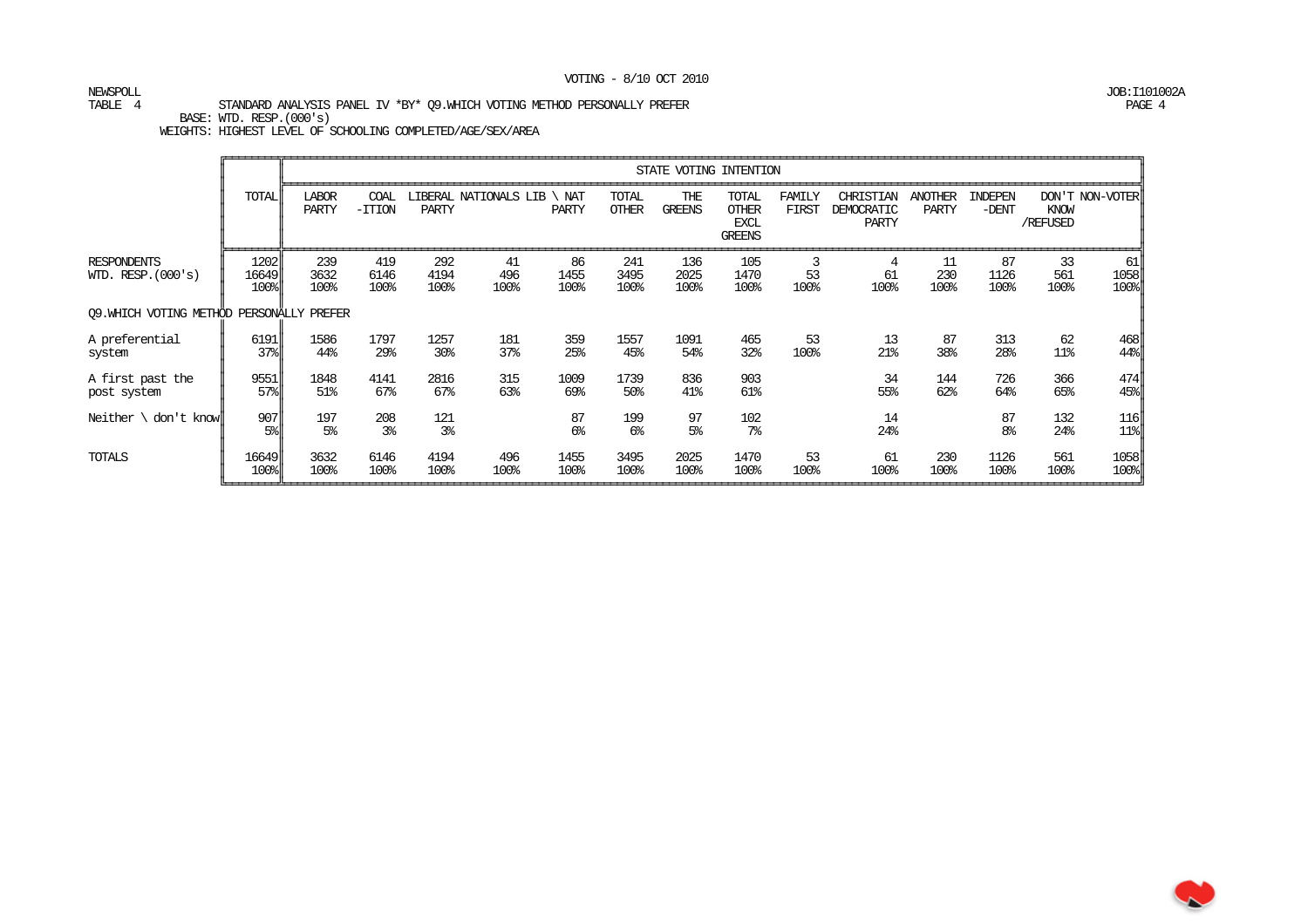VOTING - 8/10 OCT 2010

NEWSPOLL
TABLE 4

STANDARD ANALYSIS PANEL IV *BY* Q9.WHICH VOTING METHOD PERSONALLY PREFER

BASE: WTD. RESP.(000's)

WEIGHTS: HIGHEST LEVEL OF SCHOOLING COMPLETED/AGE/SEX/AREA

JOB:I101002A

| | TOTAL | STATE VOTING INTENTION | | | | | | | | | | | | | |
|---|---|---|---|---|---|---|---|---|---|---|---|---|---|---|---|
| | | LABOR PARTY | COAL -ITION | LIBERAL PARTY | NATIONALS | LIB \ NAT PARTY | TOTAL OTHER | THE GREENS | TOTAL OTHER EXCL GREENS | FAMILY FIRST | CHRISTIAN DEMOCRATIC PARTY | ANOTHER PARTY | INDEPEN -DENT | DON'T KNOW /REFUSED | NON-VOTER |
| RESPONDENTS | 1202 | 239 | 419 | 292 | 41 | 86 | 241 | 136 | 105 | 3 | 4 | 11 | 87 | 33 | 61 |
| WTD. RESP.(000's) | 16649 | 3632 | 6146 | 4194 | 496 | 1455 | 3495 | 2025 | 1470 | 53 | 61 | 230 | 1126 | 561 | 1058 |
| | 100% | 100% | 100% | 100% | 100% | 100% | 100% | 100% | 100% | 100% | 100% | 100% | 100% | 100% | 100% |
| **Q9.WHICH VOTING METHOD PERSONALLY PREFER** | | | | | | | | | | | | | | | |
| A preferential system | 6191 | 1586 | 1797 | 1257 | 181 | 359 | 1557 | 1091 | 465 | 53 | 13 | 87 | 313 | 62 | 468 |
| | 37% | 44% | 29% | 30% | 37% | 25% | 45% | 54% | 32% | 100% | 21% | 38% | 28% | 11% | 44% |
| A first past the post system | 9551 | 1848 | 4141 | 2816 | 315 | 1009 | 1739 | 836 | 903 | | 34 | 144 | 726 | 366 | 474 |
| | 57% | 51% | 67% | 67% | 63% | 69% | 50% | 41% | 61% | | 55% | 62% | 64% | 65% | 45% |
| Neither \ don't know | 907 | 197 | 208 | 121 | | 87 | 199 | 97 | 102 | | 14 | | 87 | 132 | 116 |
| | 5% | 5% | 3% | 3% | | 6% | 6% | 5% | 7% | | 24% | | 8% | 24% | 11% |
| TOTALS | 16649 | 3632 | 6146 | 4194 | 496 | 1455 | 3495 | 2025 | 1470 | 53 | 61 | 230 | 1126 | 561 | 1058 |
| | 100% | 100% | 100% | 100% | 100% | 100% | 100% | 100% | 100% | 100% | 100% | 100% | 100% | 100% | 100% |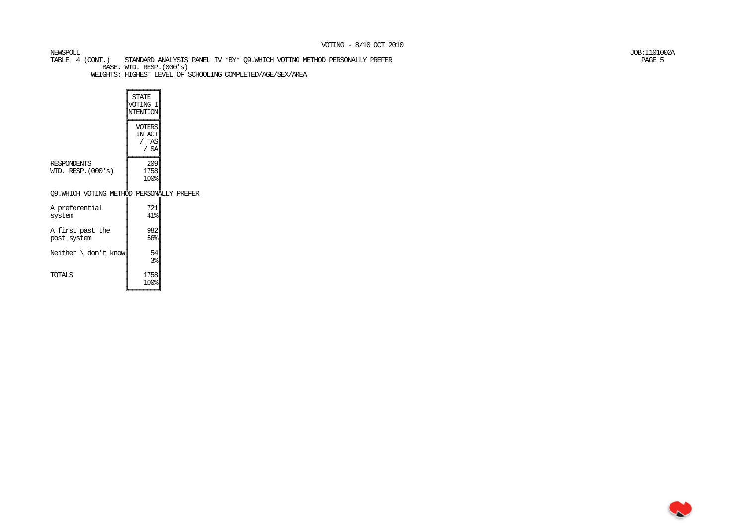VOTING - 8/10 OCT 2010

NEWSPOLL

JOB:I101002A

TABLE 4 (CONT.) STANDARD ANALYSIS PANEL IV *BY* Q9.WHICH VOTING METHOD PERSONALLY PREFER

BASE: WTD. RESP.(000's)

WEIGHTS: HIGHEST LEVEL OF SCHOOLING COMPLETED/AGE/SEX/AREA

| | STATE VOTING INTENTION |
|---|---|
| | VOTERS IN ACT / TAS / SA |
| RESPONDENTS | 209 |
| WTD. RESP.(000's) | 1758 |
| | 100% |
| **Q9.WHICH VOTING METHOD PERSONALLY PREFER** | |
| A preferential system | 721 |
| | 41% |
| A first past the post system | 982 |
| | 56% |
| Neither \ don't know | 54 |
| | 3% |
| TOTALS | 1758 |
| | 100% |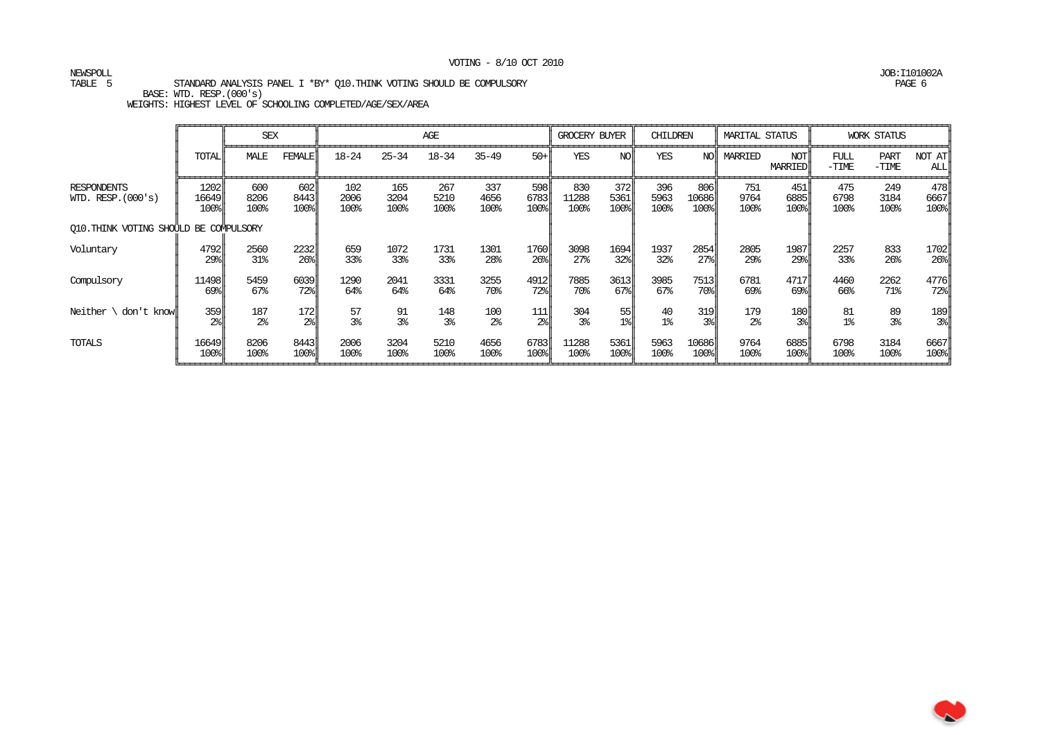VOTING - 8/10 OCT 2010

NEWSPOLL
TABLE 5 STANDARD ANALYSIS PANEL I *BY* Q10.THINK VOTING SHOULD BE COMPULSORY
BASE: WTD. RESP.(000's)
WEIGHTS: HIGHEST LEVEL OF SCHOOLING COMPLETED/AGE/SEX/AREA

JOB:I101002A

| | | SEX | | AGE | | | | | GROCERY BUYER | | CHILDREN | | MARITAL STATUS | | WORK STATUS | | |
|---|---|---|---|---|---|---|---|---|---|---|---|---|---|---|---|---|---|
| | TOTAL | MALE | FEMALE | 18-24 | 25-34 | 18-34 | 35-49 | 50+ | YES | NO | YES | NO | MARRIED | NOT MARRIED | FULL -TIME | PART -TIME | NOT AT ALL |
| RESPONDENTS | 1202 | 600 | 602 | 102 | 165 | 267 | 337 | 598 | 830 | 372 | 396 | 806 | 751 | 451 | 475 | 249 | 478 |
| WTD. RESP.(000's) | 16649 | 8206 | 8443 | 2006 | 3204 | 5210 | 4656 | 6783 | 11288 | 5361 | 5963 | 10686 | 9764 | 6885 | 6798 | 3184 | 6667 |
| | 100% | 100% | 100% | 100% | 100% | 100% | 100% | 100% | 100% | 100% | 100% | 100% | 100% | 100% | 100% | 100% | 100% |
| Q10.THINK VOTING SHOULD BE COMPULSORY | | | | | | | | | | | | | | | | | |
| Voluntary | 4792 | 2560 | 2232 | 659 | 1072 | 1731 | 1301 | 1760 | 3098 | 1694 | 1937 | 2854 | 2805 | 1987 | 2257 | 833 | 1702 |
| | 29% | 31% | 26% | 33% | 33% | 33% | 28% | 26% | 27% | 32% | 32% | 27% | 29% | 29% | 33% | 26% | 26% |
| Compulsory | 11498 | 5459 | 6039 | 1290 | 2041 | 3331 | 3255 | 4912 | 7885 | 3613 | 3985 | 7513 | 6781 | 4717 | 4460 | 2262 | 4776 |
| | 69% | 67% | 72% | 64% | 64% | 64% | 70% | 72% | 70% | 67% | 67% | 70% | 69% | 69% | 66% | 71% | 72% |
| Neither \ don't know | 359 | 187 | 172 | 57 | 91 | 148 | 100 | 111 | 304 | 55 | 40 | 319 | 179 | 180 | 81 | 89 | 189 |
| | 2% | 2% | 2% | 3% | 3% | 3% | 2% | 2% | 3% | 1% | 1% | 3% | 2% | 3% | 1% | 3% | 3% |
| TOTALS | 16649 | 8206 | 8443 | 2006 | 3204 | 5210 | 4656 | 6783 | 11288 | 5361 | 5963 | 10686 | 9764 | 6885 | 6798 | 3184 | 6667 |
| | 100% | 100% | 100% | 100% | 100% | 100% | 100% | 100% | 100% | 100% | 100% | 100% | 100% | 100% | 100% | 100% | 100% |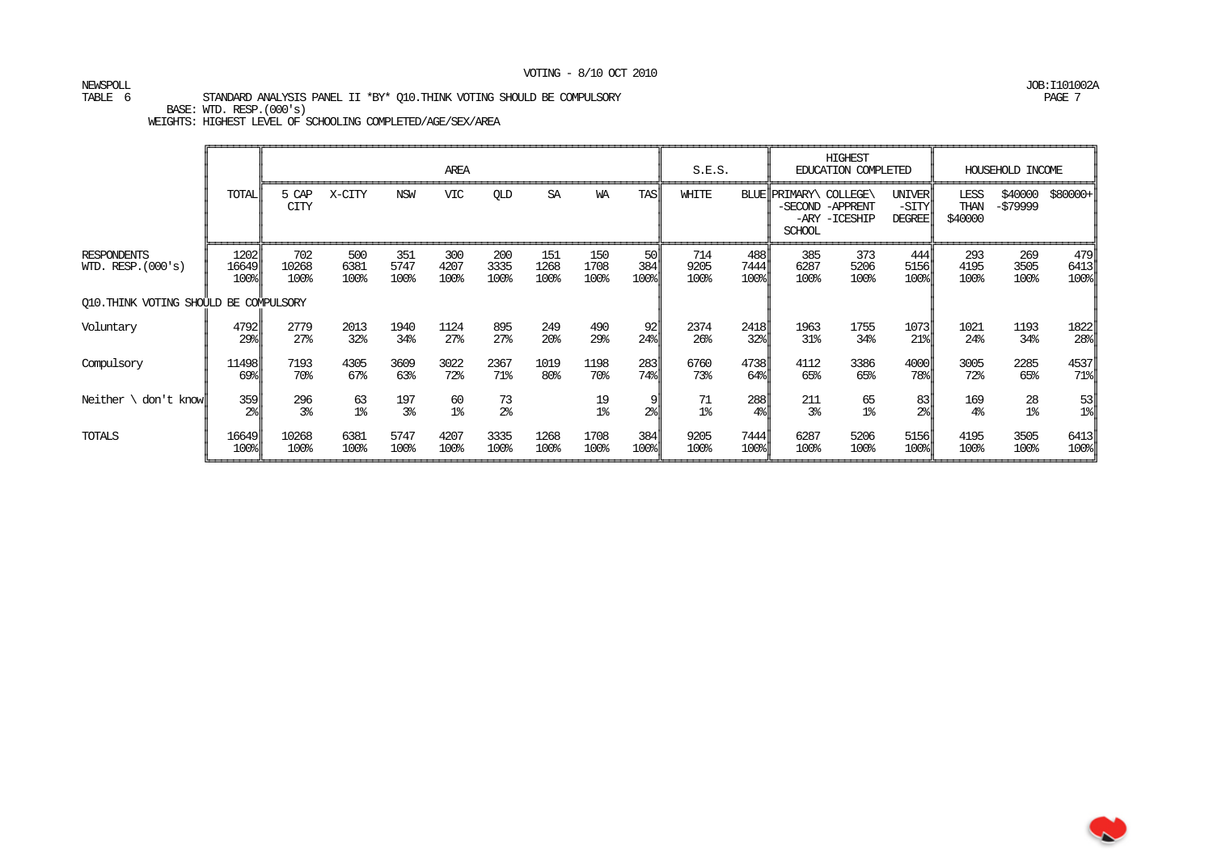VOTING - 8/10 OCT 2010

NEWSPOLL
TABLE 6 STANDARD ANALYSIS PANEL II *BY* Q10.THINK VOTING SHOULD BE COMPULSORY
BASE: WTD. RESP.(000's)
WEIGHTS: HIGHEST LEVEL OF SCHOOLING COMPLETED/AGE/SEX/AREA

JOB:I101002A

| | TOTAL | AREA | | | | | | | | S.E.S. | | HIGHEST EDUCATION COMPLETED | | | HOUSEHOLD INCOME | | |
|---|---|---|---|---|---|---|---|---|---|---|---|---|---|---|---|---|---|
| | | 5 CAP CITY | X-CITY | NSW | VIC | QLD | SA | WA | TAS | WHITE | BLUE | PRIMARY\ -SECOND -ARY SCHOOL | COLLEGE\ -APPRENT -ICESHIP | UNIVER -SITY DEGREE | LESS THAN $40000 | $40000 -$79999 | $80000+ |
| RESPONDENTS | 1202 | 702 | 500 | 351 | 300 | 200 | 151 | 150 | 50 | 714 | 488 | 385 | 373 | 444 | 293 | 269 | 479 |
| WTD. RESP.(000's) | 16649 | 10268 | 6381 | 5747 | 4207 | 3335 | 1268 | 1708 | 384 | 9205 | 7444 | 6287 | 5206 | 5156 | 4195 | 3505 | 6413 |
| | 100% | 100% | 100% | 100% | 100% | 100% | 100% | 100% | 100% | 100% | 100% | 100% | 100% | 100% | 100% | 100% | 100% |
| Q10.THINK VOTING SHOULD BE COMPULSORY | | | | | | | | | | | | | | | | | |
| Voluntary | 4792 | 2779 | 2013 | 1940 | 1124 | 895 | 249 | 490 | 92 | 2374 | 2418 | 1963 | 1755 | 1073 | 1021 | 1193 | 1822 |
| | 29% | 27% | 32% | 34% | 27% | 27% | 20% | 29% | 24% | 26% | 32% | 31% | 34% | 21% | 24% | 34% | 28% |
| Compulsory | 11498 | 7193 | 4305 | 3609 | 3022 | 2367 | 1019 | 1198 | 283 | 6760 | 4738 | 4112 | 3386 | 4000 | 3005 | 2285 | 4537 |
| | 69% | 70% | 67% | 63% | 72% | 71% | 80% | 70% | 74% | 73% | 64% | 65% | 65% | 78% | 72% | 65% | 71% |
| Neither \ don't know | 359 | 296 | 63 | 197 | 60 | 73 | | 19 | 9 | 71 | 288 | 211 | 65 | 83 | 169 | 28 | 53 |
| | 2% | 3% | 1% | 3% | 1% | 2% | | 1% | 2% | 1% | 4% | 3% | 1% | 2% | 4% | 1% | 1% |
| TOTALS | 16649 | 10268 | 6381 | 5747 | 4207 | 3335 | 1268 | 1708 | 384 | 9205 | 7444 | 6287 | 5206 | 5156 | 4195 | 3505 | 6413 |
| | 100% | 100% | 100% | 100% | 100% | 100% | 100% | 100% | 100% | 100% | 100% | 100% | 100% | 100% | 100% | 100% | 100% |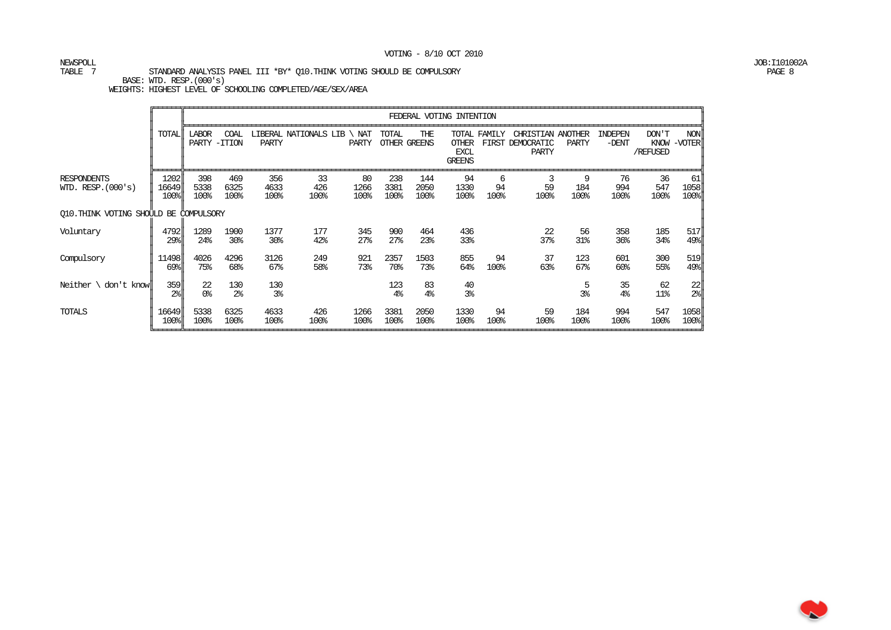VOTING - 8/10 OCT 2010

NEWSPOLL
JOB:I101002A

TABLE 7 STANDARD ANALYSIS PANEL III *BY* Q10.THINK VOTING SHOULD BE COMPULSORY

BASE: WTD. RESP.(000's)

WEIGHTS: HIGHEST LEVEL OF SCHOOLING COMPLETED/AGE/SEX/AREA

| | | FEDERAL VOTING INTENTION | | | | | | | | | | | | | |
|---|---|---|---|---|---|---|---|---|---|---|---|---|---|---|---|
| | TOTAL | LABOR PARTY | COAL -ITION | LIBERAL PARTY | NATIONALS | LIB \ NAT PARTY | TOTAL OTHER | THE GREENS | TOTAL OTHER EXCL GREENS | FAMILY FIRST | CHRISTIAN DEMOCRATIC PARTY | ANOTHER PARTY | INDEPEN -DENT | DON'T KNOW /REFUSED | NON -VOTER |
| RESPONDENTS | 1202 | 398 | 469 | 356 | 33 | 80 | 238 | 144 | 94 | 6 | 3 | 9 | 76 | 36 | 61 |
| WTD. RESP.(000's) | 16649 | 5338 | 6325 | 4633 | 426 | 1266 | 3381 | 2050 | 1330 | 94 | 59 | 184 | 994 | 547 | 1058 |
| | 100% | 100% | 100% | 100% | 100% | 100% | 100% | 100% | 100% | 100% | 100% | 100% | 100% | 100% | 100% |
| Q10.THINK VOTING SHOULD BE COMPULSORY | | | | | | | | | | | | | | | |
| Voluntary | 4792 | 1289 | 1900 | 1377 | 177 | 345 | 900 | 464 | 436 | | 22 | 56 | 358 | 185 | 517 |
| | 29% | 24% | 30% | 30% | 42% | 27% | 27% | 23% | 33% | | 37% | 31% | 36% | 34% | 49% |
| Compulsory | 11498 | 4026 | 4296 | 3126 | 249 | 921 | 2357 | 1503 | 855 | 94 | 37 | 123 | 601 | 300 | 519 |
| | 69% | 75% | 68% | 67% | 58% | 73% | 70% | 73% | 64% | 100% | 63% | 67% | 60% | 55% | 49% |
| Neither \ don't know | 359 | 22 | 130 | 130 | | | 123 | 83 | 40 | | | 5 | 35 | 62 | 22 |
| | 2% | 0% | 2% | 3% | | | 4% | 4% | 3% | | | 3% | 4% | 11% | 2% |
| TOTALS | 16649 | 5338 | 6325 | 4633 | 426 | 1266 | 3381 | 2050 | 1330 | 94 | 59 | 184 | 994 | 547 | 1058 |
| | 100% | 100% | 100% | 100% | 100% | 100% | 100% | 100% | 100% | 100% | 100% | 100% | 100% | 100% | 100% |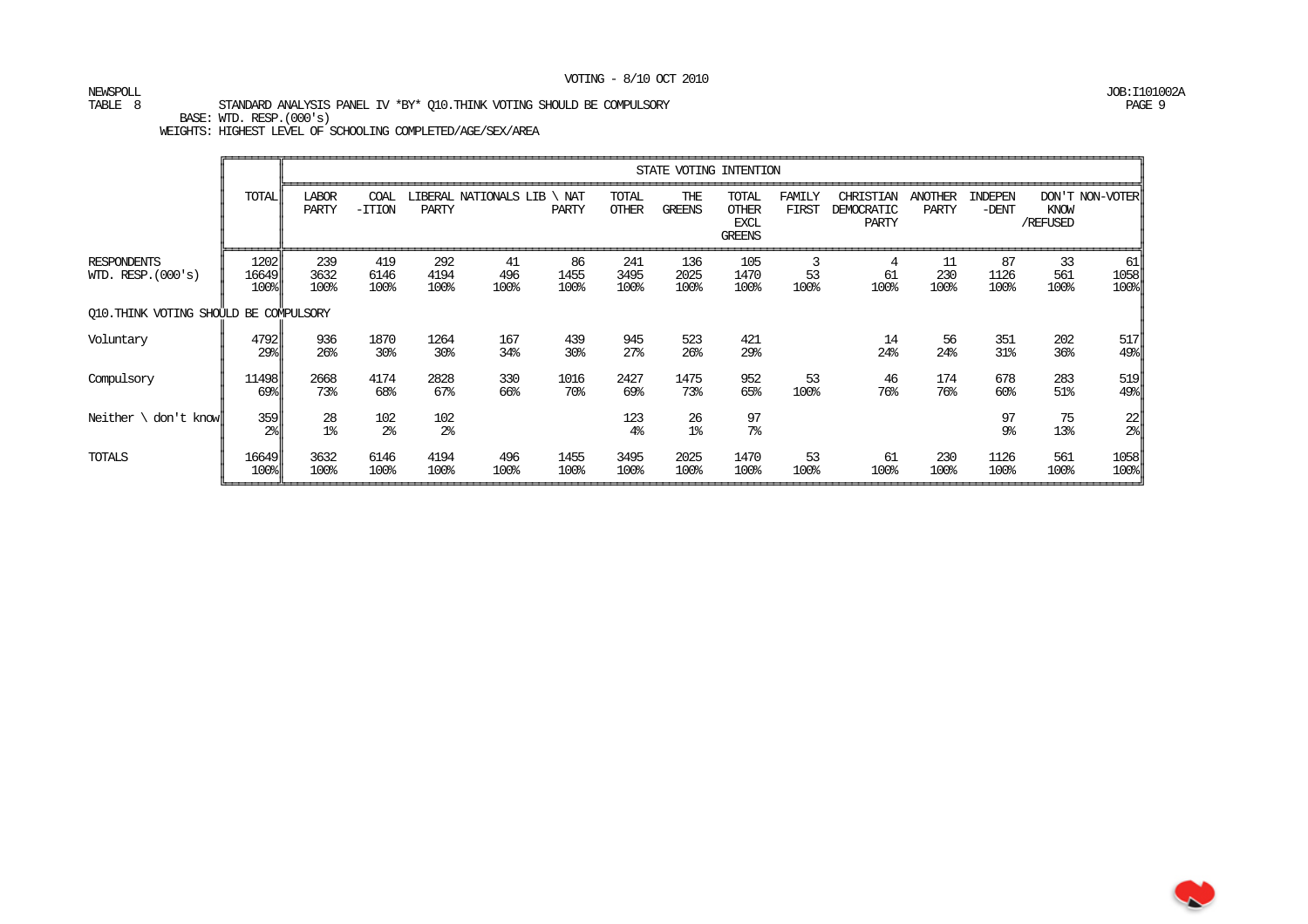VOTING - 8/10 OCT 2010

NEWSPOLL
TABLE 8 STANDARD ANALYSIS PANEL IV *BY* Q10.THINK VOTING SHOULD BE COMPULSORY
BASE: WTD. RESP.(000's)
WEIGHTS: HIGHEST LEVEL OF SCHOOLING COMPLETED/AGE/SEX/AREA

JOB:I101002A

| | TOTAL | STATE VOTING INTENTION | | | | | | | | | | | | | |
|---|---|---|---|---|---|---|---|---|---|---|---|---|---|---|---|
| | | LABOR PARTY | COAL -ITION | LIBERAL PARTY | NATIONALS | LIB \ NAT PARTY | TOTAL OTHER | THE GREENS | TOTAL OTHER EXCL GREENS | FAMILY FIRST | CHRISTIAN DEMOCRATIC PARTY | ANOTHER PARTY | INDEPEN -DENT | DON'T KNOW /REFUSED | NON-VOTER |
| RESPONDENTS | 1202 | 239 | 419 | 292 | 41 | 86 | 241 | 136 | 105 | 3 | 4 | 11 | 87 | 33 | 61 |
| WTD. RESP.(000's) | 16649 | 3632 | 6146 | 4194 | 496 | 1455 | 3495 | 2025 | 1470 | 53 | 61 | 230 | 1126 | 561 | 1058 |
| | 100% | 100% | 100% | 100% | 100% | 100% | 100% | 100% | 100% | 100% | 100% | 100% | 100% | 100% | 100% |
| **Q10.THINK VOTING SHOULD BE COMPULSORY** | | | | | | | | | | | | | | | |
| Voluntary | 4792 | 936 | 1870 | 1264 | 167 | 439 | 945 | 523 | 421 | | 14 | 56 | 351 | 202 | 517 |
| | 29% | 26% | 30% | 30% | 34% | 30% | 27% | 26% | 29% | | 24% | 24% | 31% | 36% | 49% |
| Compulsory | 11498 | 2668 | 4174 | 2828 | 330 | 1016 | 2427 | 1475 | 952 | 53 | 46 | 174 | 678 | 283 | 519 |
| | 69% | 73% | 68% | 67% | 66% | 70% | 69% | 73% | 65% | 100% | 76% | 76% | 60% | 51% | 49% |
| Neither \ don't know | 359 | 28 | 102 | 102 | | | 123 | 26 | 97 | | | | 97 | 75 | 22 |
| | 2% | 1% | 2% | 2% | | | 4% | 1% | 7% | | | | 9% | 13% | 2% |
| TOTALS | 16649 | 3632 | 6146 | 4194 | 496 | 1455 | 3495 | 2025 | 1470 | 53 | 61 | 230 | 1126 | 561 | 1058 |
| | 100% | 100% | 100% | 100% | 100% | 100% | 100% | 100% | 100% | 100% | 100% | 100% | 100% | 100% | 100% |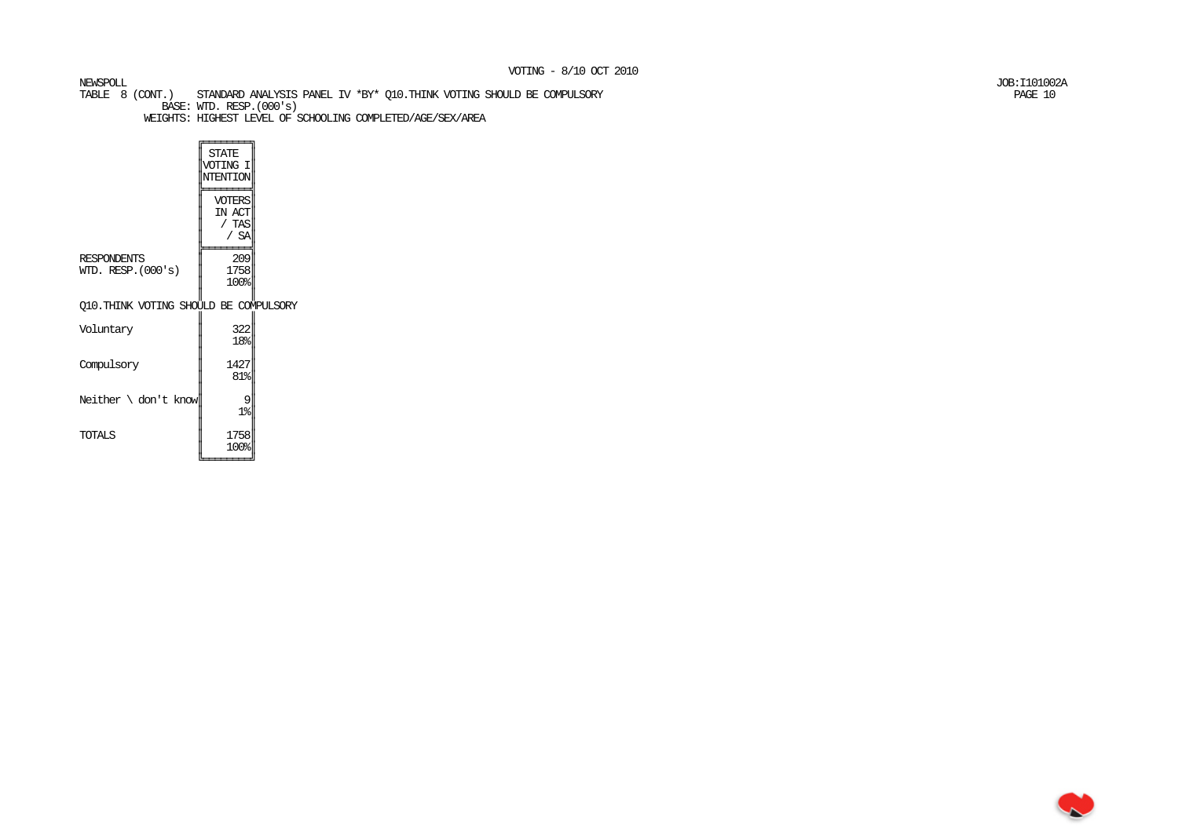VOTING - 8/10 OCT 2010

NEWSPOLL
JOB:I101002A

TABLE 8 (CONT.) STANDARD ANALYSIS PANEL IV *BY* Q10.THINK VOTING SHOULD BE COMPULSORY
BASE: WTD. RESP.(000's)
WEIGHTS: HIGHEST LEVEL OF SCHOOLING COMPLETED/AGE/SEX/AREA

| | STATE VOTING INTENTION |
|---|---|
| | VOTERS IN ACT / TAS / SA |
| RESPONDENTS | 209 |
| WTD. RESP.(000's) | 1758 |
| | 100% |
| **Q10.THINK VOTING SHOULD BE COMPULSORY** | |
| Voluntary | 322 |
| | 18% |
| Compulsory | 1427 |
| | 81% |
| Neither \ don't know | 9 |
| | 1% |
| TOTALS | 1758 |
| | 100% |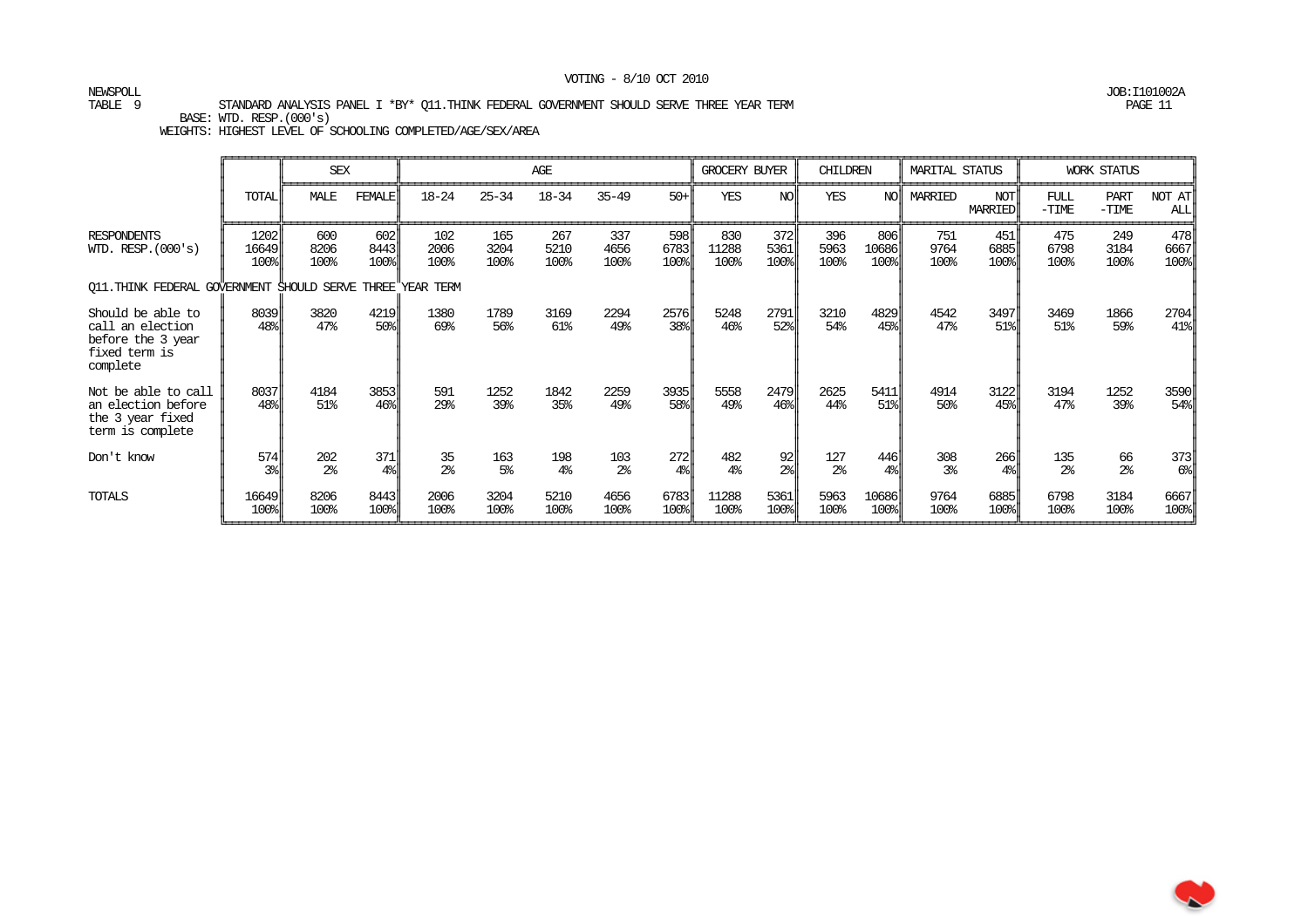VOTING - 8/10 OCT 2010

NEWSPOLL
TABLE 9 STANDARD ANALYSIS PANEL I *BY* Q11.THINK FEDERAL GOVERNMENT SHOULD SERVE THREE YEAR TERM

JOB:I101002A

BASE: WTD. RESP.(000's)
WEIGHTS: HIGHEST LEVEL OF SCHOOLING COMPLETED/AGE/SEX/AREA

| | | SEX | | AGE | | | | | GROCERY BUYER | | CHILDREN | | MARITAL STATUS | | WORK STATUS | | |
|---|---|---|---|---|---|---|---|---|---|---|---|---|---|---|---|---|---|
| | TOTAL | MALE | FEMALE | 18-24 | 25-34 | 18-34 | 35-49 | 50+ | YES | NO | YES | NO | MARRIED | NOT MARRIED | FULL -TIME | PART -TIME | NOT AT ALL |
| RESPONDENTS | 1202 | 600 | 602 | 102 | 165 | 267 | 337 | 598 | 830 | 372 | 396 | 806 | 751 | 451 | 475 | 249 | 478 |
| WTD. RESP.(000's) | 16649 | 8206 | 8443 | 2006 | 3204 | 5210 | 4656 | 6783 | 11288 | 5361 | 5963 | 10686 | 9764 | 6885 | 6798 | 3184 | 6667 |
| | 100% | 100% | 100% | 100% | 100% | 100% | 100% | 100% | 100% | 100% | 100% | 100% | 100% | 100% | 100% | 100% | 100% |
| **Q11.THINK FEDERAL GOVERNMENT SHOULD SERVE THREE YEAR TERM** | | | | | | | | | | | | | | | | | |
| Should be able to call an election before the 3 year fixed term is complete | 8039 | 3820 | 4219 | 1380 | 1789 | 3169 | 2294 | 2576 | 5248 | 2791 | 3210 | 4829 | 4542 | 3497 | 3469 | 1866 | 2704 |
| | 48% | 47% | 50% | 69% | 56% | 61% | 49% | 38% | 46% | 52% | 54% | 45% | 47% | 51% | 51% | 59% | 41% |
| Not be able to call an election before the 3 year fixed term is complete | 8037 | 4184 | 3853 | 591 | 1252 | 1842 | 2259 | 3935 | 5558 | 2479 | 2625 | 5411 | 4914 | 3122 | 3194 | 1252 | 3590 |
| | 48% | 51% | 46% | 29% | 39% | 35% | 49% | 58% | 49% | 46% | 44% | 51% | 50% | 45% | 47% | 39% | 54% |
| Don't know | 574 | 202 | 371 | 35 | 163 | 198 | 103 | 272 | 482 | 92 | 127 | 446 | 308 | 266 | 135 | 66 | 373 |
| | 3% | 2% | 4% | 2% | 5% | 4% | 2% | 4% | 4% | 2% | 2% | 4% | 3% | 4% | 2% | 2% | 6% |
| TOTALS | 16649 | 8206 | 8443 | 2006 | 3204 | 5210 | 4656 | 6783 | 11288 | 5361 | 5963 | 10686 | 9764 | 6885 | 6798 | 3184 | 6667 |
| | 100% | 100% | 100% | 100% | 100% | 100% | 100% | 100% | 100% | 100% | 100% | 100% | 100% | 100% | 100% | 100% | 100% |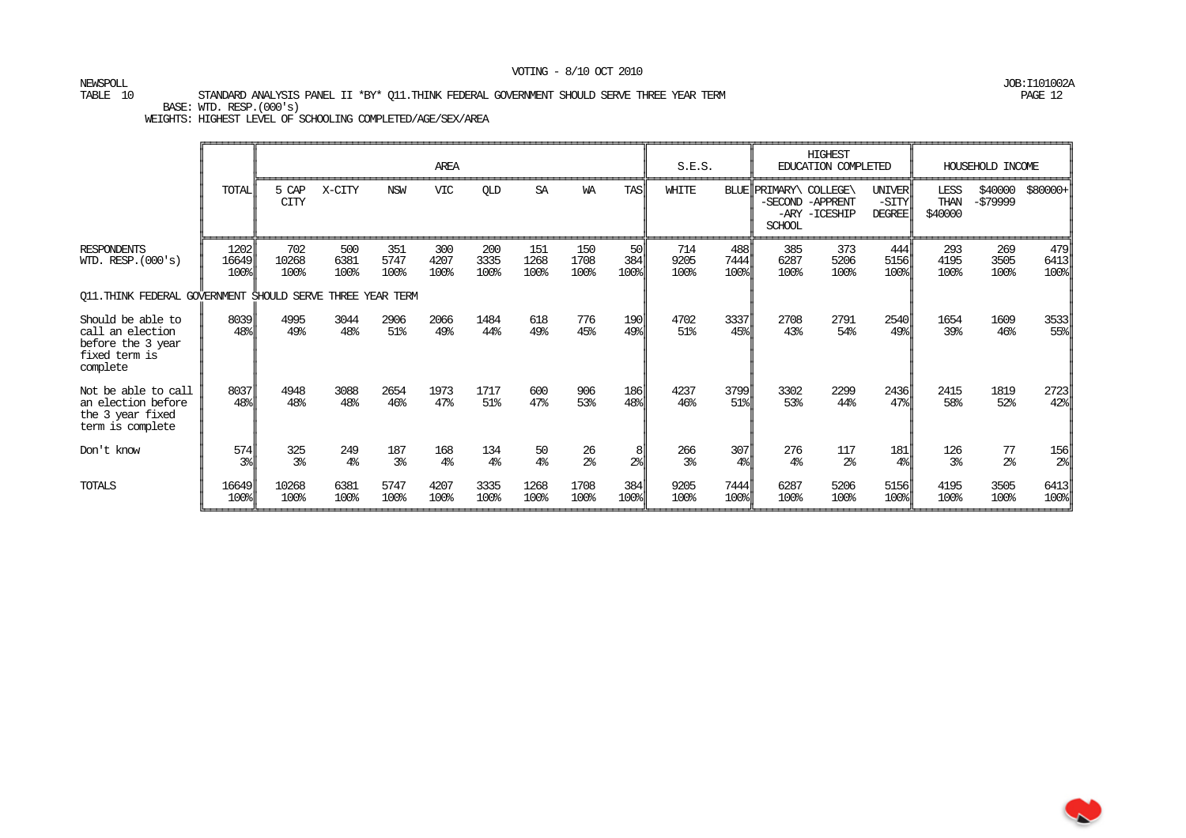VOTING - 8/10 OCT 2010

NEWSPOLL

JOB:I101002A

TABLE 10 STANDARD ANALYSIS PANEL II *BY* Q11.THINK FEDERAL GOVERNMENT SHOULD SERVE THREE YEAR TERM

BASE: WTD. RESP.(000's)

WEIGHTS: HIGHEST LEVEL OF SCHOOLING COMPLETED/AGE/SEX/AREA

| | TOTAL | AREA | | | | | | | | S.E.S. | | HIGHEST EDUCATION COMPLETED | | | HOUSEHOLD INCOME | | |
|---|---|---|---|---|---|---|---|---|---|---|---|---|---|---|---|---|---|
| | | 5 CAP CITY | X-CITY | NSW | VIC | QLD | SA | WA | TAS | WHITE | BLUE | PRIMARY\ -SECOND -ARY SCHOOL | COLLEGE\ -APPRENT -ICESHIP | UNIVER -SITY DEGREE | LESS THAN $40000 | $40000 -$79999 | $80000+ |
| RESPONDENTS | 1202 | 702 | 500 | 351 | 300 | 200 | 151 | 150 | 50 | 714 | 488 | 385 | 373 | 444 | 293 | 269 | 479 |
| WTD. RESP.(000's) | 16649 | 10268 | 6381 | 5747 | 4207 | 3335 | 1268 | 1708 | 384 | 9205 | 7444 | 6287 | 5206 | 5156 | 4195 | 3505 | 6413 |
| | 100% | 100% | 100% | 100% | 100% | 100% | 100% | 100% | 100% | 100% | 100% | 100% | 100% | 100% | 100% | 100% | 100% |
| Q11.THINK FEDERAL GOVERNMENT SHOULD SERVE THREE YEAR TERM | | | | | | | | | | | | | | | | | |
| Should be able to call an election before the 3 year fixed term is complete | 8039 | 4995 | 3044 | 2906 | 2066 | 1484 | 618 | 776 | 190 | 4702 | 3337 | 2708 | 2791 | 2540 | 1654 | 1609 | 3533 |
| | 48% | 49% | 48% | 51% | 49% | 44% | 49% | 45% | 49% | 51% | 45% | 43% | 54% | 49% | 39% | 46% | 55% |
| Not be able to call an election before the 3 year fixed term is complete | 8037 | 4948 | 3088 | 2654 | 1973 | 1717 | 600 | 906 | 186 | 4237 | 3799 | 3302 | 2299 | 2436 | 2415 | 1819 | 2723 |
| | 48% | 48% | 48% | 46% | 47% | 51% | 47% | 53% | 48% | 46% | 51% | 53% | 44% | 47% | 58% | 52% | 42% |
| Don't know | 574 | 325 | 249 | 187 | 168 | 134 | 50 | 26 | 8 | 266 | 307 | 276 | 117 | 181 | 126 | 77 | 156 |
| | 3% | 3% | 4% | 3% | 4% | 4% | 4% | 2% | 2% | 3% | 4% | 4% | 2% | 4% | 3% | 2% | 2% |
| TOTALS | 16649 | 10268 | 6381 | 5747 | 4207 | 3335 | 1268 | 1708 | 384 | 9205 | 7444 | 6287 | 5206 | 5156 | 4195 | 3505 | 6413 |
| | 100% | 100% | 100% | 100% | 100% | 100% | 100% | 100% | 100% | 100% | 100% | 100% | 100% | 100% | 100% | 100% | 100% |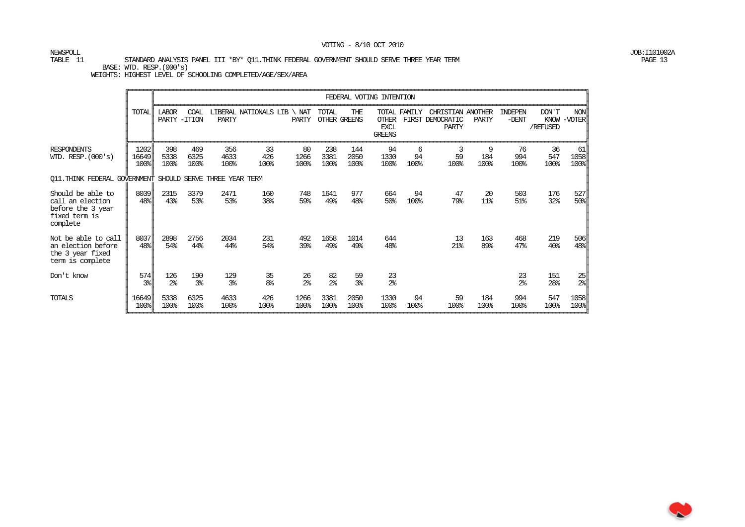VOTING - 8/10 OCT 2010

NEWSPOLL
TABLE 11 STANDARD ANALYSIS PANEL III *BY* Q11.THINK FEDERAL GOVERNMENT SHOULD SERVE THREE YEAR TERM
BASE: WTD. RESP.(000's)
WEIGHTS: HIGHEST LEVEL OF SCHOOLING COMPLETED/AGE/SEX/AREA

JOB:I101002A

| | TOTAL | FEDERAL VOTING INTENTION | | | | | | | | | | | | | |
|---|---|---|---|---|---|---|---|---|---|---|---|---|---|---|---|
| | | LABOR PARTY | COAL -ITION | LIBERAL PARTY | NATIONALS | LIB \ NAT PARTY | TOTAL OTHER | THE GREENS | TOTAL OTHER EXCL GREENS | FAMILY FIRST | CHRISTIAN DEMOCRATIC PARTY | ANOTHER PARTY | INDEPEN -DENT | DON'T KNOW /REFUSED | NON -VOTER |
| RESPONDENTS | 1202 | 398 | 469 | 356 | 33 | 80 | 238 | 144 | 94 | 6 | 3 | 9 | 76 | 36 | 61 |
| WTD. RESP.(000's) | 16649 | 5338 | 6325 | 4633 | 426 | 1266 | 3381 | 2050 | 1330 | 94 | 59 | 184 | 994 | 547 | 1058 |
| | 100% | 100% | 100% | 100% | 100% | 100% | 100% | 100% | 100% | 100% | 100% | 100% | 100% | 100% | 100% |
| Q11.THINK FEDERAL GOVERNMENT SHOULD SERVE THREE YEAR TERM | | | | | | | | | | | | | | | |
| Should be able to call an election before the 3 year fixed term is complete | 8039 | 2315 | 3379 | 2471 | 160 | 748 | 1641 | 977 | 664 | 94 | 47 | 20 | 503 | 176 | 527 |
| | 48% | 43% | 53% | 53% | 38% | 59% | 49% | 48% | 50% | 100% | 79% | 11% | 51% | 32% | 50% |
| Not be able to call an election before the 3 year fixed term is complete | 8037 | 2898 | 2756 | 2034 | 231 | 492 | 1658 | 1014 | 644 | | 13 | 163 | 468 | 219 | 506 |
| | 48% | 54% | 44% | 44% | 54% | 39% | 49% | 49% | 48% | | 21% | 89% | 47% | 40% | 48% |
| Don't know | 574 | 126 | 190 | 129 | 35 | 26 | 82 | 59 | 23 | | | | 23 | 151 | 25 |
| | 3% | 2% | 3% | 3% | 8% | 2% | 2% | 3% | 2% | | | | 2% | 28% | 2% |
| TOTALS | 16649 | 5338 | 6325 | 4633 | 426 | 1266 | 3381 | 2050 | 1330 | 94 | 59 | 184 | 994 | 547 | 1058 |
| | 100% | 100% | 100% | 100% | 100% | 100% | 100% | 100% | 100% | 100% | 100% | 100% | 100% | 100% | 100% |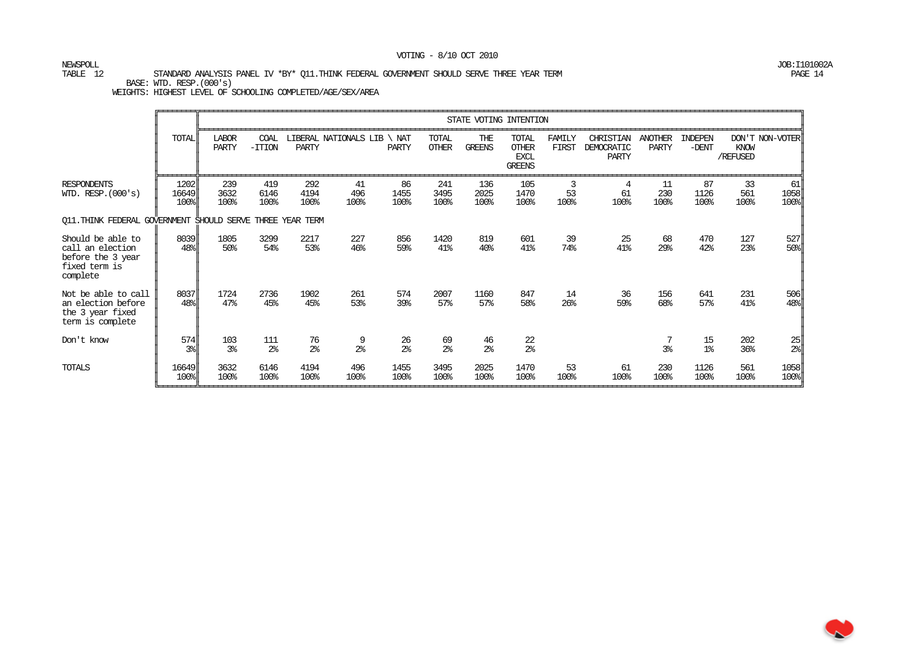VOTING - 8/10 OCT 2010

NEWSPOLL
TABLE 12 STANDARD ANALYSIS PANEL IV *BY* Q11.THINK FEDERAL GOVERNMENT SHOULD SERVE THREE YEAR TERM
BASE: WTD. RESP.(000's)
WEIGHTS: HIGHEST LEVEL OF SCHOOLING COMPLETED/AGE/SEX/AREA

JOB:I101002A

| | TOTAL | STATE VOTING INTENTION | | | | | | | | | | | | | |
|---|---|---|---|---|---|---|---|---|---|---|---|---|---|---|---|
| | | LABOR PARTY | COAL -ITION | LIBERAL PARTY | NATIONALS | LIB \ NAT PARTY | TOTAL OTHER | THE GREENS | TOTAL OTHER EXCL GREENS | FAMILY FIRST | CHRISTIAN DEMOCRATIC PARTY | ANOTHER PARTY | INDEPEN -DENT | DON'T KNOW /REFUSED | NON-VOTER |
| RESPONDENTS | 1202 | 239 | 419 | 292 | 41 | 86 | 241 | 136 | 105 | 3 | 4 | 11 | 87 | 33 | 61 |
| WTD. RESP.(000's) | 16649 | 3632 | 6146 | 4194 | 496 | 1455 | 3495 | 2025 | 1470 | 53 | 61 | 230 | 1126 | 561 | 1058 |
| | 100% | 100% | 100% | 100% | 100% | 100% | 100% | 100% | 100% | 100% | 100% | 100% | 100% | 100% | 100% |
| **Q11.THINK FEDERAL GOVERNMENT SHOULD SERVE THREE YEAR TERM** | | | | | | | | | | | | | | | |
| Should be able to call an election before the 3 year fixed term is complete | 8039 | 1805 | 3299 | 2217 | 227 | 856 | 1420 | 819 | 601 | 39 | 25 | 68 | 470 | 127 | 527 |
| | 48% | 50% | 54% | 53% | 46% | 59% | 41% | 40% | 41% | 74% | 41% | 29% | 42% | 23% | 50% |
| Not be able to call an election before the 3 year fixed term is complete | 8037 | 1724 | 2736 | 1902 | 261 | 574 | 2007 | 1160 | 847 | 14 | 36 | 156 | 641 | 231 | 506 |
| | 48% | 47% | 45% | 45% | 53% | 39% | 57% | 57% | 58% | 26% | 59% | 68% | 57% | 41% | 48% |
| Don't know | 574 | 103 | 111 | 76 | 9 | 26 | 69 | 46 | 22 | | | 7 | 15 | 202 | 25 |
| | 3% | 3% | 2% | 2% | 2% | 2% | 2% | 2% | 2% | | | 3% | 1% | 36% | 2% |
| TOTALS | 16649 | 3632 | 6146 | 4194 | 496 | 1455 | 3495 | 2025 | 1470 | 53 | 61 | 230 | 1126 | 561 | 1058 |
| | 100% | 100% | 100% | 100% | 100% | 100% | 100% | 100% | 100% | 100% | 100% | 100% | 100% | 100% | 100% |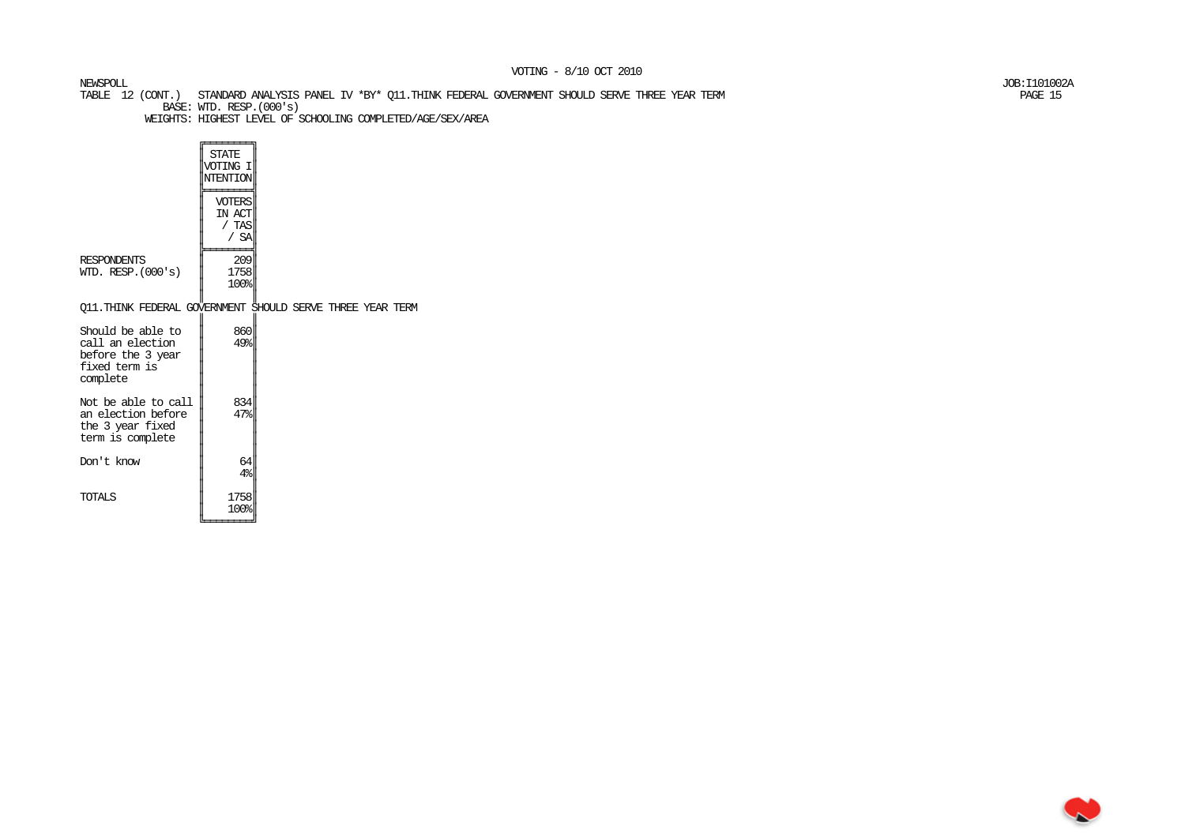VOTING - 8/10 OCT 2010

NEWSPOLL

TABLE 12 (CONT.) STANDARD ANALYSIS PANEL IV *BY* Q11.THINK FEDERAL GOVERNMENT SHOULD SERVE THREE YEAR TERM

BASE: WTD. RESP.(000's)

WEIGHTS: HIGHEST LEVEL OF SCHOOLING COMPLETED/AGE/SEX/AREA

JOB:I101002A

| | STATE VOTING INTENTION |
|---|---|
| | VOTERS IN ACT / TAS / SA |
| RESPONDENTS | 209 |
| WTD. RESP.(000's) | 1758 |
| | 100% |
| **Q11.THINK FEDERAL GOVERNMENT SHOULD SERVE THREE YEAR TERM** | |
| Should be able to call an election before the 3 year fixed term is complete | 860 |
| | 49% |
| Not be able to call an election before the 3 year fixed term is complete | 834 |
| | 47% |
| Don't know | 64 |
| | 4% |
| TOTALS | 1758 |
| | 100% |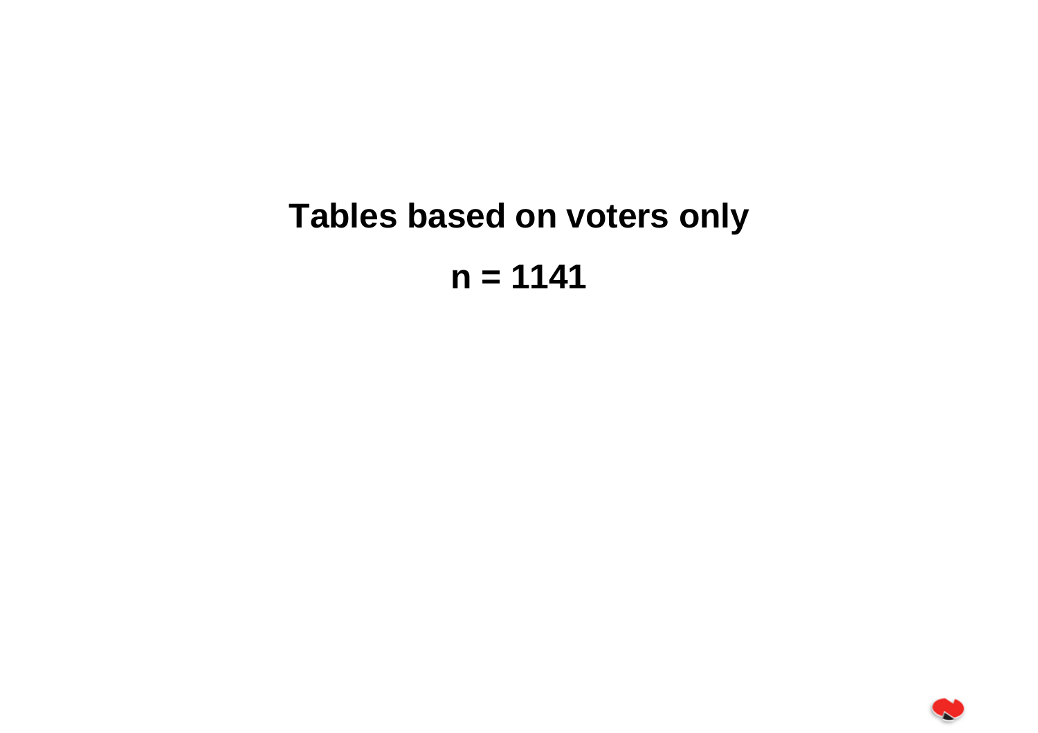# Tables based on voters only

## n = 1141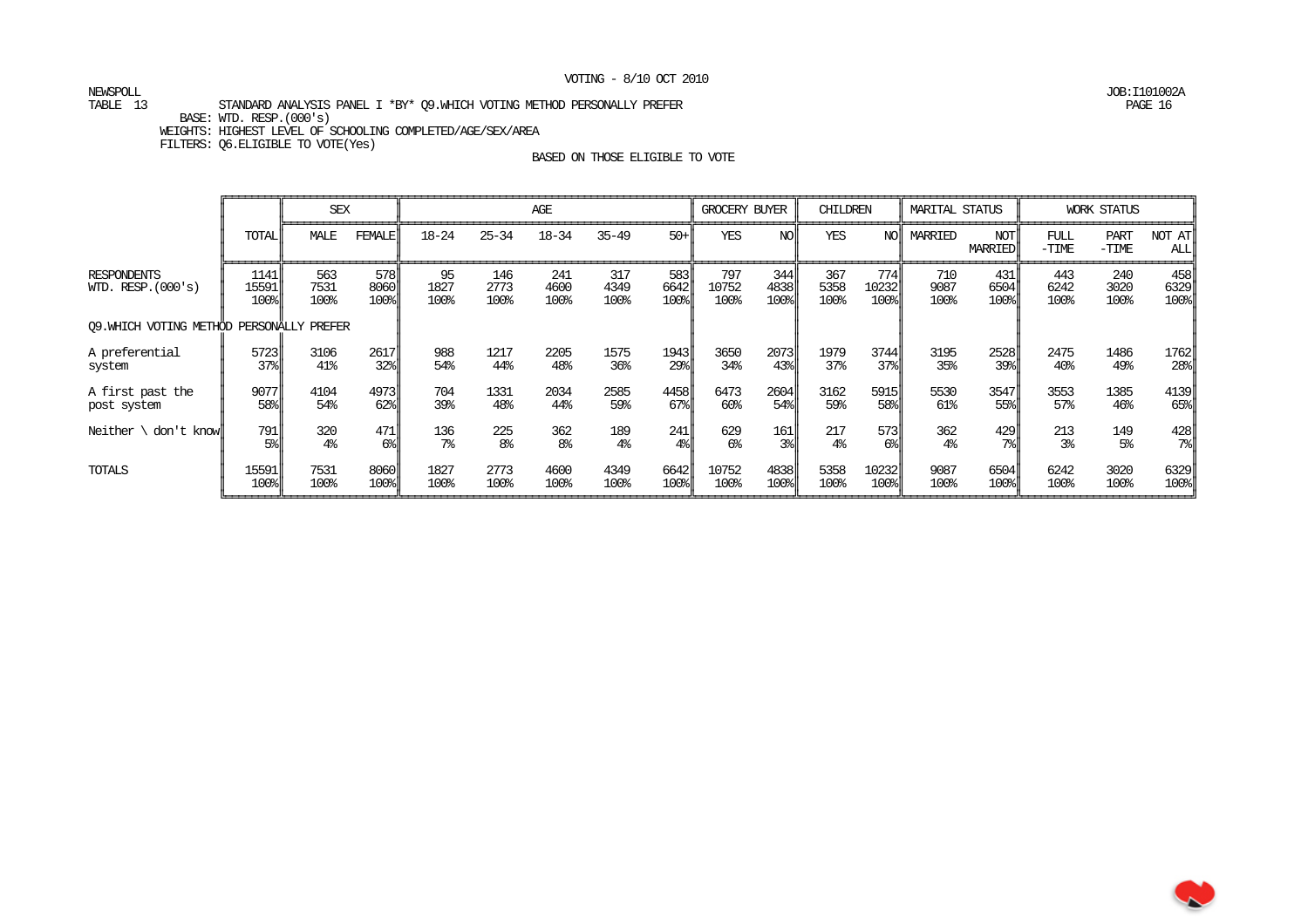VOTING - 8/10 OCT 2010

NEWSPOLL
TABLE 13 STANDARD ANALYSIS PANEL I *BY* Q9.WHICH VOTING METHOD PERSONALLY PREFER

JOB:I101002A

BASE: WTD. RESP.(000's)
WEIGHTS: HIGHEST LEVEL OF SCHOOLING COMPLETED/AGE/SEX/AREA
FILTERS: Q6.ELIGIBLE TO VOTE(Yes)

BASED ON THOSE ELIGIBLE TO VOTE

| | | SEX | | AGE | | | | | GROCERY BUYER | | CHILDREN | | MARITAL STATUS | | WORK STATUS | | |
|---|---|---|---|---|---|---|---|---|---|---|---|---|---|---|---|---|---|
| | TOTAL | MALE | FEMALE | 18-24 | 25-34 | 18-34 | 35-49 | 50+ | YES | NO | YES | NO | MARRIED | NOT MARRIED | FULL -TIME | PART -TIME | NOT AT ALL |
| RESPONDENTS | 1141 | 563 | 578 | 95 | 146 | 241 | 317 | 583 | 797 | 344 | 367 | 774 | 710 | 431 | 443 | 240 | 458 |
| WTD. RESP.(000's) | 15591 | 7531 | 8060 | 1827 | 2773 | 4600 | 4349 | 6642 | 10752 | 4838 | 5358 | 10232 | 9087 | 6504 | 6242 | 3020 | 6329 |
| | 100% | 100% | 100% | 100% | 100% | 100% | 100% | 100% | 100% | 100% | 100% | 100% | 100% | 100% | 100% | 100% | 100% |
| Q9.WHICH VOTING METHOD PERSONALLY PREFER | | | | | | | | | | | | | | | | | |
| A preferential system | 5723 | 3106 | 2617 | 988 | 1217 | 2205 | 1575 | 1943 | 3650 | 2073 | 1979 | 3744 | 3195 | 2528 | 2475 | 1486 | 1762 |
| | 37% | 41% | 32% | 54% | 44% | 48% | 36% | 29% | 34% | 43% | 37% | 37% | 35% | 39% | 40% | 49% | 28% |
| A first past the post system | 9077 | 4104 | 4973 | 704 | 1331 | 2034 | 2585 | 4458 | 6473 | 2604 | 3162 | 5915 | 5530 | 3547 | 3553 | 1385 | 4139 |
| | 58% | 54% | 62% | 39% | 48% | 44% | 59% | 67% | 60% | 54% | 59% | 58% | 61% | 55% | 57% | 46% | 65% |
| Neither \ don't know | 791 | 320 | 471 | 136 | 225 | 362 | 189 | 241 | 629 | 161 | 217 | 573 | 362 | 429 | 213 | 149 | 428 |
| | 5% | 4% | 6% | 7% | 8% | 8% | 4% | 4% | 6% | 3% | 4% | 6% | 4% | 7% | 3% | 5% | 7% |
| TOTALS | 15591 | 7531 | 8060 | 1827 | 2773 | 4600 | 4349 | 6642 | 10752 | 4838 | 5358 | 10232 | 9087 | 6504 | 6242 | 3020 | 6329 |
| | 100% | 100% | 100% | 100% | 100% | 100% | 100% | 100% | 100% | 100% | 100% | 100% | 100% | 100% | 100% | 100% | 100% |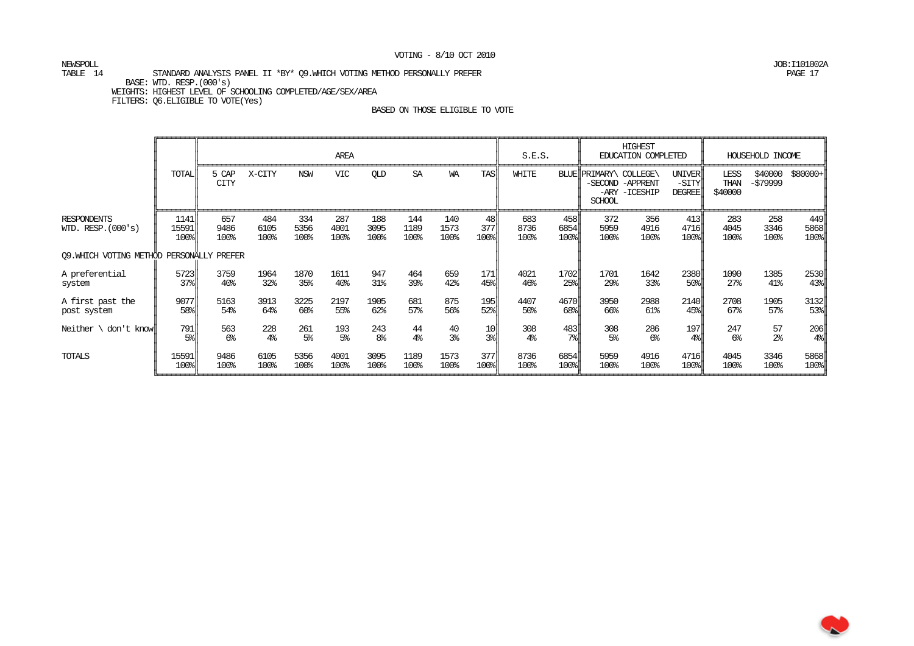VOTING - 8/10 OCT 2010

NEWSPOLL
TABLE 14 STANDARD ANALYSIS PANEL II *BY* Q9.WHICH VOTING METHOD PERSONALLY PREFER
BASE: WTD. RESP.(000's)
WEIGHTS: HIGHEST LEVEL OF SCHOOLING COMPLETED/AGE/SEX/AREA
FILTERS: Q6.ELIGIBLE TO VOTE(Yes)

JOB:I101002A

BASED ON THOSE ELIGIBLE TO VOTE

| | | AREA | | | | | | | | S.E.S. | | HIGHEST EDUCATION COMPLETED | | | HOUSEHOLD INCOME | | |
|---|---|---|---|---|---|---|---|---|---|---|---|---|---|---|---|---|---|
| | TOTAL | 5 CAP CITY | X-CITY | NSW | VIC | QLD | SA | WA | TAS | WHITE | BLUE | PRIMARY\ -SECOND -ARY SCHOOL | COLLEGE\ -APPRENT -ICESHIP | UNIVER -SITY DEGREE | LESS THAN $40000 | $40000 -$79999 | $80000+ |
| RESPONDENTS | 1141 | 657 | 484 | 334 | 287 | 188 | 144 | 140 | 48 | 683 | 458 | 372 | 356 | 413 | 283 | 258 | 449 |
| WTD. RESP.(000's) | 15591 | 9486 | 6105 | 5356 | 4001 | 3095 | 1189 | 1573 | 377 | 8736 | 6854 | 5959 | 4916 | 4716 | 4045 | 3346 | 5868 |
| | 100% | 100% | 100% | 100% | 100% | 100% | 100% | 100% | 100% | 100% | 100% | 100% | 100% | 100% | 100% | 100% | 100% |
| **Q9.WHICH VOTING METHOD PERSONALLY PREFER** | | | | | | | | | | | | | | | | | |
| A preferential system | 5723 | 3759 | 1964 | 1870 | 1611 | 947 | 464 | 659 | 171 | 4021 | 1702 | 1701 | 1642 | 2380 | 1090 | 1385 | 2530 |
| | 37% | 40% | 32% | 35% | 40% | 31% | 39% | 42% | 45% | 46% | 25% | 29% | 33% | 50% | 27% | 41% | 43% |
| A first past the post system | 9077 | 5163 | 3913 | 3225 | 2197 | 1905 | 681 | 875 | 195 | 4407 | 4670 | 3950 | 2988 | 2140 | 2708 | 1905 | 3132 |
| | 58% | 54% | 64% | 60% | 55% | 62% | 57% | 56% | 52% | 50% | 68% | 66% | 61% | 45% | 67% | 57% | 53% |
| Neither \ don't know | 791 | 563 | 228 | 261 | 193 | 243 | 44 | 40 | 10 | 308 | 483 | 308 | 286 | 197 | 247 | 57 | 206 |
| | 5% | 6% | 4% | 5% | 5% | 8% | 4% | 3% | 3% | 4% | 7% | 5% | 6% | 4% | 6% | 2% | 4% |
| TOTALS | 15591 | 9486 | 6105 | 5356 | 4001 | 3095 | 1189 | 1573 | 377 | 8736 | 6854 | 5959 | 4916 | 4716 | 4045 | 3346 | 5868 |
| | 100% | 100% | 100% | 100% | 100% | 100% | 100% | 100% | 100% | 100% | 100% | 100% | 100% | 100% | 100% | 100% | 100% |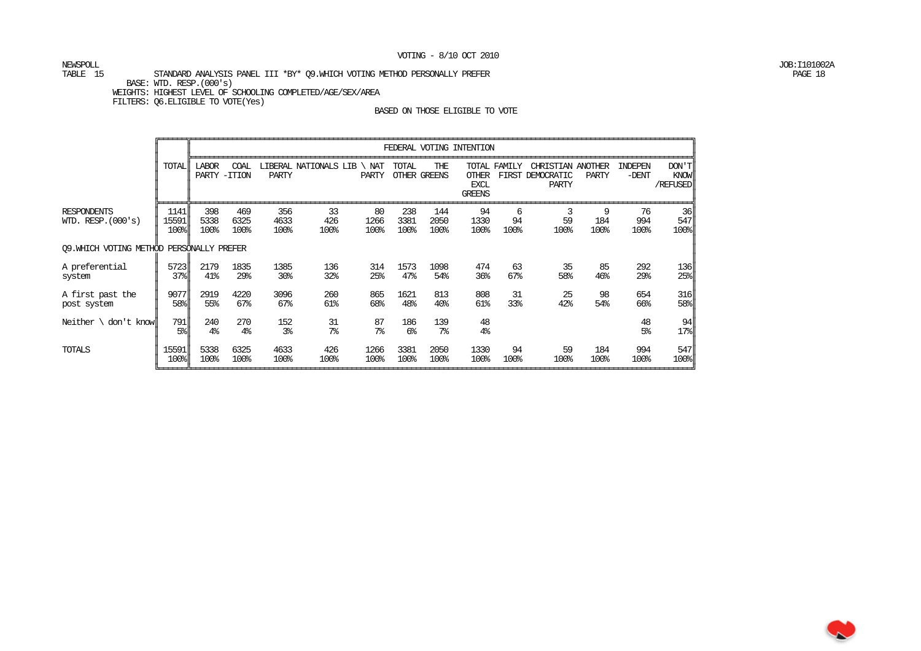VOTING - 8/10 OCT 2010

NEWSPOLL
TABLE 15 STANDARD ANALYSIS PANEL III *BY* Q9.WHICH VOTING METHOD PERSONALLY PREFER
BASE: WTD. RESP.(000's)
WEIGHTS: HIGHEST LEVEL OF SCHOOLING COMPLETED/AGE/SEX/AREA
FILTERS: Q6.ELIGIBLE TO VOTE(Yes)

JOB:I101002A

BASED ON THOSE ELIGIBLE TO VOTE

| | | FEDERAL VOTING INTENTION | | | | | | | | | | | | | |
|---|---|---|---|---|---|---|---|---|---|---|---|---|---|---|---|
| | TOTAL | LABOR PARTY | COAL -ITION | LIBERAL PARTY | NATIONALS | LIB \ NAT PARTY | TOTAL OTHER | THE GREENS | TOTAL OTHER EXCL GREENS | FAMILY FIRST | CHRISTIAN DEMOCRATIC PARTY | ANOTHER PARTY | INDEPEN -DENT | DON'T KNOW /REFUSED |
| RESPONDENTS | 1141 | 398 | 469 | 356 | 33 | 80 | 238 | 144 | 94 | 6 | 3 | 9 | 76 | 36 |
| WTD. RESP.(000's) | 15591 | 5338 | 6325 | 4633 | 426 | 1266 | 3381 | 2050 | 1330 | 94 | 59 | 184 | 994 | 547 |
| | 100% | 100% | 100% | 100% | 100% | 100% | 100% | 100% | 100% | 100% | 100% | 100% | 100% | 100% |
| Q9.WHICH VOTING METHOD PERSONALLY PREFER | | | | | | | | | | | | | | |
| A preferential system | 5723 | 2179 | 1835 | 1385 | 136 | 314 | 1573 | 1098 | 474 | 63 | 35 | 85 | 292 | 136 |
| | 37% | 41% | 29% | 30% | 32% | 25% | 47% | 54% | 36% | 67% | 58% | 46% | 29% | 25% |
| A first past the post system | 9077 | 2919 | 4220 | 3096 | 260 | 865 | 1621 | 813 | 808 | 31 | 25 | 98 | 654 | 316 |
| | 58% | 55% | 67% | 67% | 61% | 68% | 48% | 40% | 61% | 33% | 42% | 54% | 66% | 58% |
| Neither \ don't know | 791 | 240 | 270 | 152 | 31 | 87 | 186 | 139 | 48 | | | | 48 | 94 |
| | 5% | 4% | 4% | 3% | 7% | 7% | 6% | 7% | 4% | | | | 5% | 17% |
| TOTALS | 15591 | 5338 | 6325 | 4633 | 426 | 1266 | 3381 | 2050 | 1330 | 94 | 59 | 184 | 994 | 547 |
| | 100% | 100% | 100% | 100% | 100% | 100% | 100% | 100% | 100% | 100% | 100% | 100% | 100% | 100% |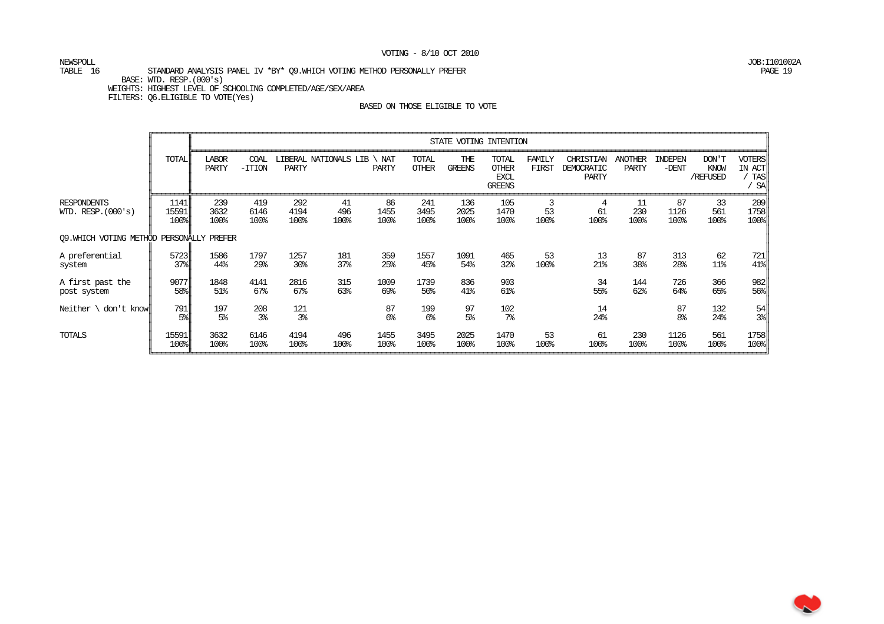VOTING - 8/10 OCT 2010

NEWSPOLL
TABLE 16 STANDARD ANALYSIS PANEL IV *BY* Q9.WHICH VOTING METHOD PERSONALLY PREFER
BASE: WTD. RESP.(000's)
WEIGHTS: HIGHEST LEVEL OF SCHOOLING COMPLETED/AGE/SEX/AREA
FILTERS: Q6.ELIGIBLE TO VOTE(Yes)

JOB:I101002A

BASED ON THOSE ELIGIBLE TO VOTE

| | | STATE VOTING INTENTION | | | | | | | | | | | | | |
|---|---|---|---|---|---|---|---|---|---|---|---|---|---|---|---|
| | TOTAL | LABOR PARTY | COAL -ITION | LIBERAL PARTY | NATIONALS | LIB \ NAT PARTY | TOTAL OTHER | THE GREENS | TOTAL OTHER EXCL GREENS | FAMILY FIRST | CHRISTIAN DEMOCRATIC PARTY | ANOTHER PARTY | INDEPEN -DENT | DON'T KNOW /REFUSED | VOTERS IN ACT / TAS / SA |
| RESPONDENTS | 1141 | 239 | 419 | 292 | 41 | 86 | 241 | 136 | 105 | 3 | 4 | 11 | 87 | 33 | 209 |
| WTD. RESP.(000's) | 15591 | 3632 | 6146 | 4194 | 496 | 1455 | 3495 | 2025 | 1470 | 53 | 61 | 230 | 1126 | 561 | 1758 |
| | 100% | 100% | 100% | 100% | 100% | 100% | 100% | 100% | 100% | 100% | 100% | 100% | 100% | 100% | 100% |
| **Q9.WHICH VOTING METHOD PERSONALLY PREFER** | | | | | | | | | | | | | | | |
| A preferential system | 5723 | 1586 | 1797 | 1257 | 181 | 359 | 1557 | 1091 | 465 | 53 | 13 | 87 | 313 | 62 | 721 |
| | 37% | 44% | 29% | 30% | 37% | 25% | 45% | 54% | 32% | 100% | 21% | 38% | 28% | 11% | 41% |
| A first past the post system | 9077 | 1848 | 4141 | 2816 | 315 | 1009 | 1739 | 836 | 903 | | 34 | 144 | 726 | 366 | 982 |
| | 58% | 51% | 67% | 67% | 63% | 69% | 50% | 41% | 61% | | 55% | 62% | 64% | 65% | 56% |
| Neither \ don't know | 791 | 197 | 208 | 121 | | 87 | 199 | 97 | 102 | | 14 | | 87 | 132 | 54 |
| | 5% | 5% | 3% | 3% | | 6% | 6% | 5% | 7% | | 24% | | 8% | 24% | 3% |
| TOTALS | 15591 | 3632 | 6146 | 4194 | 496 | 1455 | 3495 | 2025 | 1470 | 53 | 61 | 230 | 1126 | 561 | 1758 |
| | 100% | 100% | 100% | 100% | 100% | 100% | 100% | 100% | 100% | 100% | 100% | 100% | 100% | 100% | 100% |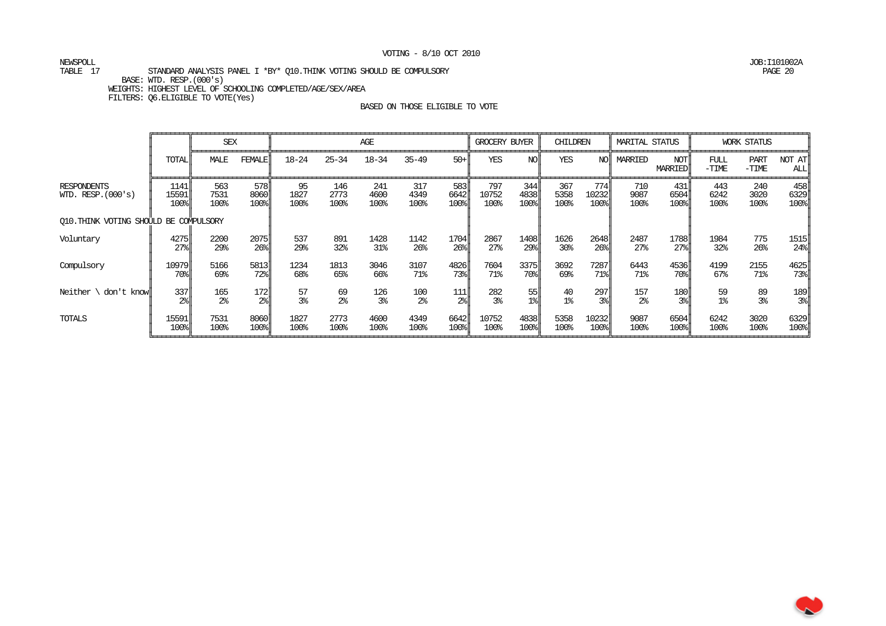VOTING - 8/10 OCT 2010

NEWSPOLL
TABLE 17 STANDARD ANALYSIS PANEL I *BY* Q10.THINK VOTING SHOULD BE COMPULSORY
BASE: WTD. RESP.(000's)
WEIGHTS: HIGHEST LEVEL OF SCHOOLING COMPLETED/AGE/SEX/AREA
FILTERS: Q6.ELIGIBLE TO VOTE(Yes)

JOB:I101002A

BASED ON THOSE ELIGIBLE TO VOTE

| | | SEX | | AGE | | | | | GROCERY BUYER | | CHILDREN | | MARITAL STATUS | | WORK STATUS | | |
|---|---|---|---|---|---|---|---|---|---|---|---|---|---|---|---|---|---|
| | TOTAL | MALE | FEMALE | 18-24 | 25-34 | 18-34 | 35-49 | 50+ | YES | NO | YES | NO | MARRIED | NOT MARRIED | FULL -TIME | PART -TIME | NOT AT ALL |
| RESPONDENTS | 1141 | 563 | 578 | 95 | 146 | 241 | 317 | 583 | 797 | 344 | 367 | 774 | 710 | 431 | 443 | 240 | 458 |
| WTD. RESP.(000's) | 15591 | 7531 | 8060 | 1827 | 2773 | 4600 | 4349 | 6642 | 10752 | 4838 | 5358 | 10232 | 9087 | 6504 | 6242 | 3020 | 6329 |
| | 100% | 100% | 100% | 100% | 100% | 100% | 100% | 100% | 100% | 100% | 100% | 100% | 100% | 100% | 100% | 100% | 100% |
| Q10.THINK VOTING SHOULD BE COMPULSORY | | | | | | | | | | | | | | | | | |
| Voluntary | 4275 | 2200 | 2075 | 537 | 891 | 1428 | 1142 | 1704 | 2867 | 1408 | 1626 | 2648 | 2487 | 1788 | 1984 | 775 | 1515 |
| | 27% | 29% | 26% | 29% | 32% | 31% | 26% | 26% | 27% | 29% | 30% | 26% | 27% | 27% | 32% | 26% | 24% |
| Compulsory | 10979 | 5166 | 5813 | 1234 | 1813 | 3046 | 3107 | 4826 | 7604 | 3375 | 3692 | 7287 | 6443 | 4536 | 4199 | 2155 | 4625 |
| | 70% | 69% | 72% | 68% | 65% | 66% | 71% | 73% | 71% | 70% | 69% | 71% | 71% | 70% | 67% | 71% | 73% |
| Neither \ don't know | 337 | 165 | 172 | 57 | 69 | 126 | 100 | 111 | 282 | 55 | 40 | 297 | 157 | 180 | 59 | 89 | 189 |
| | 2% | 2% | 2% | 3% | 2% | 3% | 2% | 2% | 3% | 1% | 1% | 3% | 2% | 3% | 1% | 3% | 3% |
| TOTALS | 15591 | 7531 | 8060 | 1827 | 2773 | 4600 | 4349 | 6642 | 10752 | 4838 | 5358 | 10232 | 9087 | 6504 | 6242 | 3020 | 6329 |
| | 100% | 100% | 100% | 100% | 100% | 100% | 100% | 100% | 100% | 100% | 100% | 100% | 100% | 100% | 100% | 100% | 100% |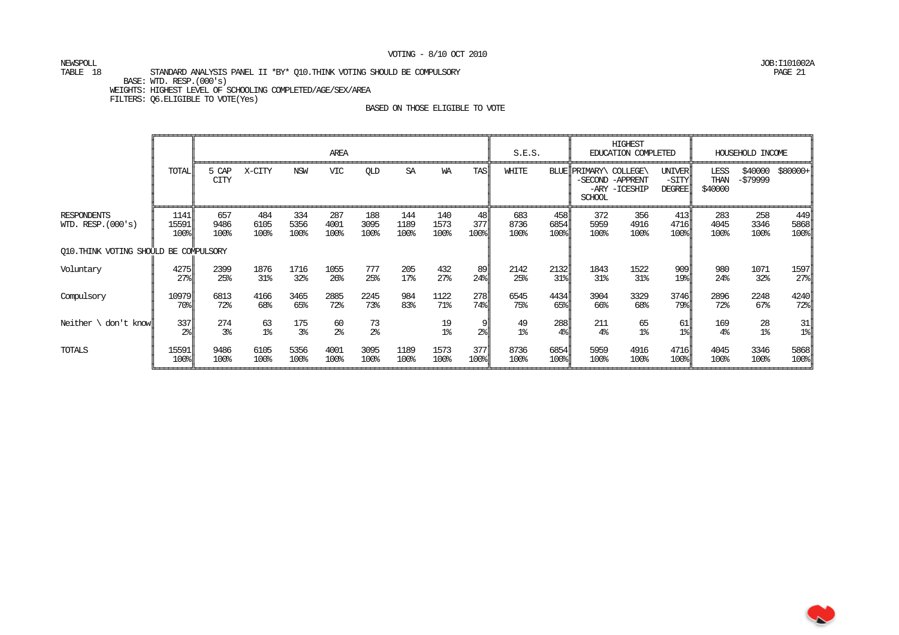VOTING - 8/10 OCT 2010

NEWSPOLL
TABLE 18 STANDARD ANALYSIS PANEL II *BY* Q10.THINK VOTING SHOULD BE COMPULSORY
BASE: WTD. RESP.(000's)
WEIGHTS: HIGHEST LEVEL OF SCHOOLING COMPLETED/AGE/SEX/AREA
FILTERS: Q6.ELIGIBLE TO VOTE(Yes)

JOB:I101002A

BASED ON THOSE ELIGIBLE TO VOTE

| | TOTAL | AREA | | | | | | | | S.E.S. | | HIGHEST EDUCATION COMPLETED | | | HOUSEHOLD INCOME | | |
|---|---|---|---|---|---|---|---|---|---|---|---|---|---|---|---|---|---|
| | | 5 CAP CITY | X-CITY | NSW | VIC | QLD | SA | WA | TAS | WHITE | BLUE | PRIMARY\ -SECOND -ARY SCHOOL | COLLEGE\ -APPRENT -ICESHIP | UNIVER -SITY DEGREE | LESS THAN $40000 | $40000 -$79999 | $80000+ |
| RESPONDENTS | 1141 | 657 | 484 | 334 | 287 | 188 | 144 | 140 | 48 | 683 | 458 | 372 | 356 | 413 | 283 | 258 | 449 |
| WTD. RESP.(000's) | 15591 | 9486 | 6105 | 5356 | 4001 | 3095 | 1189 | 1573 | 377 | 8736 | 6854 | 5959 | 4916 | 4716 | 4045 | 3346 | 5868 |
| | 100% | 100% | 100% | 100% | 100% | 100% | 100% | 100% | 100% | 100% | 100% | 100% | 100% | 100% | 100% | 100% | 100% |
| **Q10.THINK VOTING SHOULD BE COMPULSORY** | | | | | | | | | | | | | | | | | |
| Voluntary | 4275 | 2399 | 1876 | 1716 | 1055 | 777 | 205 | 432 | 89 | 2142 | 2132 | 1843 | 1522 | 909 | 980 | 1071 | 1597 |
| | 27% | 25% | 31% | 32% | 26% | 25% | 17% | 27% | 24% | 25% | 31% | 31% | 31% | 19% | 24% | 32% | 27% |
| Compulsory | 10979 | 6813 | 4166 | 3465 | 2885 | 2245 | 984 | 1122 | 278 | 6545 | 4434 | 3904 | 3329 | 3746 | 2896 | 2248 | 4240 |
| | 70% | 72% | 68% | 65% | 72% | 73% | 83% | 71% | 74% | 75% | 65% | 66% | 68% | 79% | 72% | 67% | 72% |
| Neither \ don't know | 337 | 274 | 63 | 175 | 60 | 73 | | 19 | 9 | 49 | 288 | 211 | 65 | 61 | 169 | 28 | 31 |
| | 2% | 3% | 1% | 3% | 2% | 2% | | 1% | 2% | 1% | 4% | 4% | 1% | 1% | 4% | 1% | 1% |
| TOTALS | 15591 | 9486 | 6105 | 5356 | 4001 | 3095 | 1189 | 1573 | 377 | 8736 | 6854 | 5959 | 4916 | 4716 | 4045 | 3346 | 5868 |
| | 100% | 100% | 100% | 100% | 100% | 100% | 100% | 100% | 100% | 100% | 100% | 100% | 100% | 100% | 100% | 100% | 100% |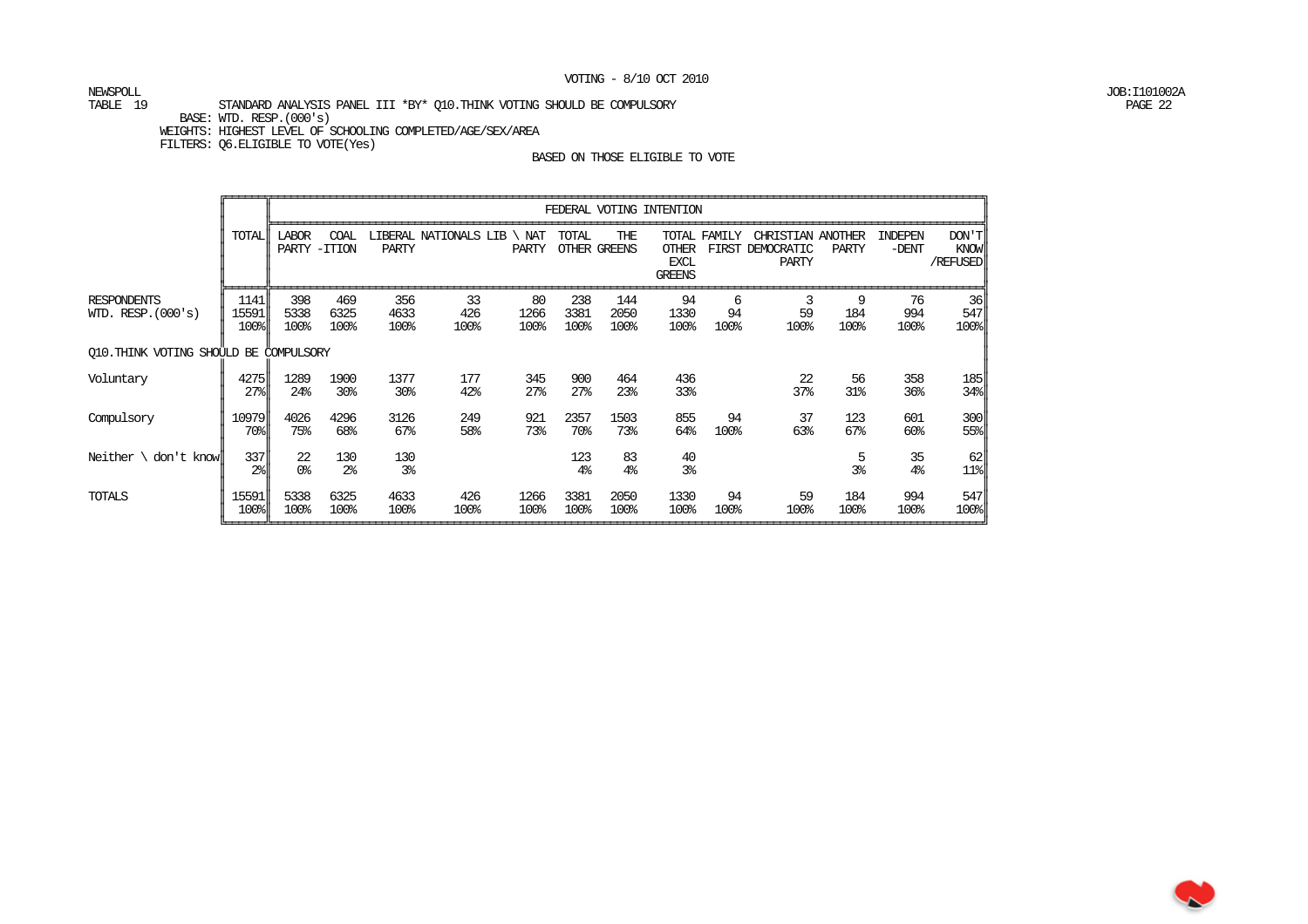VOTING - 8/10 OCT 2010

NEWSPOLL
TABLE 19 STANDARD ANALYSIS PANEL III *BY* Q10.THINK VOTING SHOULD BE COMPULSORY
BASE: WTD. RESP.(000's)
WEIGHTS: HIGHEST LEVEL OF SCHOOLING COMPLETED/AGE/SEX/AREA
FILTERS: Q6.ELIGIBLE TO VOTE(Yes)

BASED ON THOSE ELIGIBLE TO VOTE

JOB:I101002A

| | TOTAL | FEDERAL VOTING INTENTION | | | | | | | | | | | | |
|---|---|---|---|---|---|---|---|---|---|---|---|---|---|---|
| | | LABOR PARTY | COAL -ITION | LIBERAL PARTY | NATIONALS | LIB \ NAT PARTY | TOTAL OTHER | THE GREENS | TOTAL OTHER EXCL GREENS | FAMILY FIRST | CHRISTIAN DEMOCRATIC PARTY | ANOTHER PARTY | INDEPEN -DENT | DON'T KNOW /REFUSED |
| RESPONDENTS | 1141 | 398 | 469 | 356 | 33 | 80 | 238 | 144 | 94 | 6 | 3 | 9 | 76 | 36 |
| WTD. RESP.(000's) | 15591 | 5338 | 6325 | 4633 | 426 | 1266 | 3381 | 2050 | 1330 | 94 | 59 | 184 | 994 | 547 |
| | 100% | 100% | 100% | 100% | 100% | 100% | 100% | 100% | 100% | 100% | 100% | 100% | 100% | 100% |
| Q10.THINK VOTING SHOULD BE COMPULSORY | | | | | | | | | | | | | | |
| Voluntary | 4275 | 1289 | 1900 | 1377 | 177 | 345 | 900 | 464 | 436 | | 22 | 56 | 358 | 185 |
| | 27% | 24% | 30% | 30% | 42% | 27% | 27% | 23% | 33% | | 37% | 31% | 36% | 34% |
| Compulsory | 10979 | 4026 | 4296 | 3126 | 249 | 921 | 2357 | 1503 | 855 | 94 | 37 | 123 | 601 | 300 |
| | 70% | 75% | 68% | 67% | 58% | 73% | 70% | 73% | 64% | 100% | 63% | 67% | 60% | 55% |
| Neither \ don't know | 337 | 22 | 130 | 130 | | | 123 | 83 | 40 | | | 5 | 35 | 62 |
| | 2% | 0% | 2% | 3% | | | 4% | 4% | 3% | | | 3% | 4% | 11% |
| TOTALS | 15591 | 5338 | 6325 | 4633 | 426 | 1266 | 3381 | 2050 | 1330 | 94 | 59 | 184 | 994 | 547 |
| | 100% | 100% | 100% | 100% | 100% | 100% | 100% | 100% | 100% | 100% | 100% | 100% | 100% | 100% |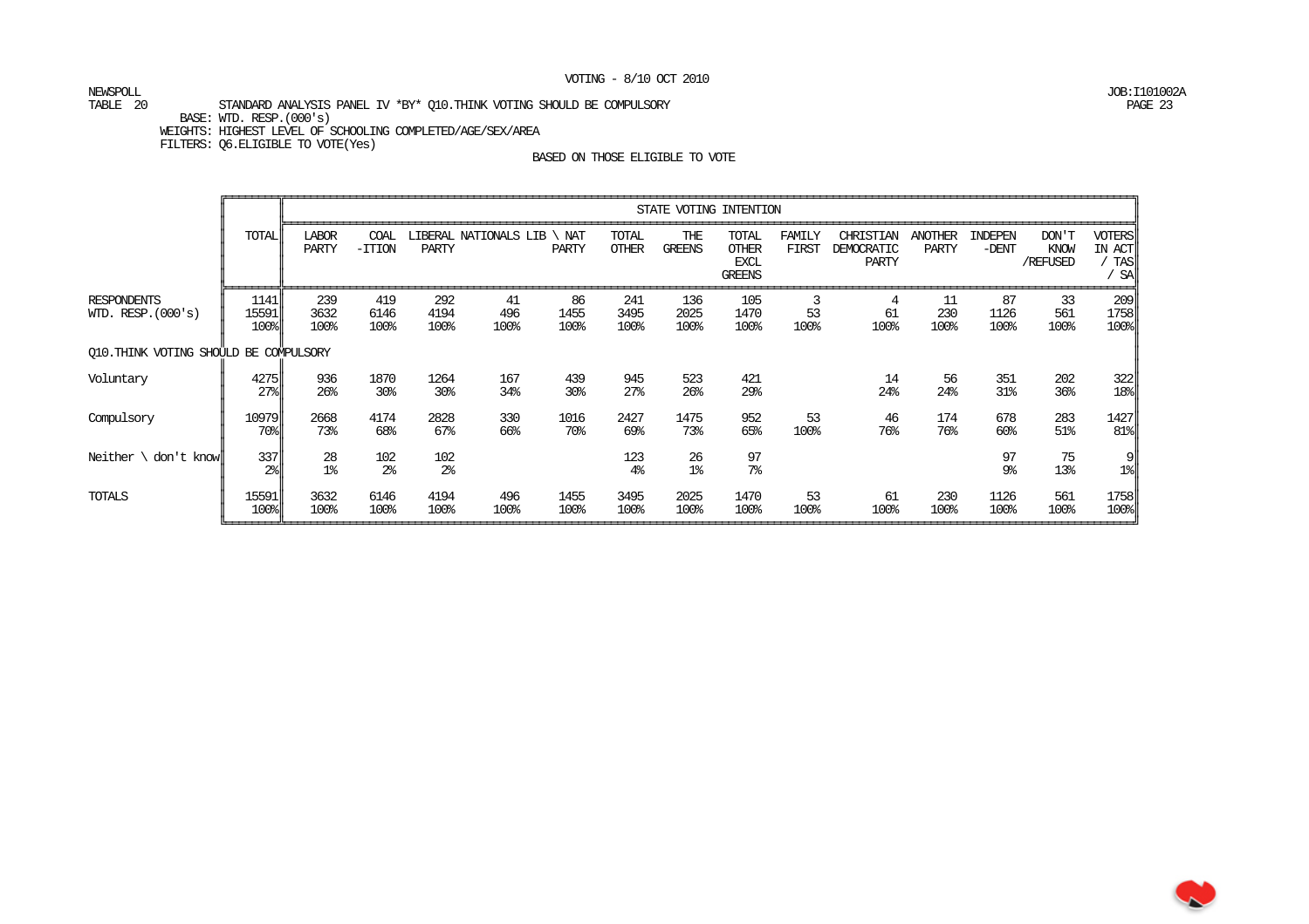VOTING - 8/10 OCT 2010

NEWSPOLL
TABLE 20 STANDARD ANALYSIS PANEL IV *BY* Q10.THINK VOTING SHOULD BE COMPULSORY
BASE: WTD. RESP.(000's)
WEIGHTS: HIGHEST LEVEL OF SCHOOLING COMPLETED/AGE/SEX/AREA
FILTERS: Q6.ELIGIBLE TO VOTE(Yes)

JOB:I101002A

BASED ON THOSE ELIGIBLE TO VOTE

| | TOTAL | STATE VOTING INTENTION | | | | | | | | | | | | | |
|---|---|---|---|---|---|---|---|---|---|---|---|---|---|---|---|
| | | LABOR PARTY | COAL -ITION | LIBERAL PARTY | NATIONALS | LIB \ NAT PARTY | TOTAL OTHER | THE GREENS | TOTAL OTHER EXCL GREENS | FAMILY FIRST | CHRISTIAN DEMOCRATIC PARTY | ANOTHER PARTY | INDEPEN -DENT | DON'T KNOW /REFUSED | VOTERS IN ACT / TAS / SA |
| RESPONDENTS | 1141 | 239 | 419 | 292 | 41 | 86 | 241 | 136 | 105 | 3 | 4 | 11 | 87 | 33 | 209 |
| WTD. RESP.(000's) | 15591 | 3632 | 6146 | 4194 | 496 | 1455 | 3495 | 2025 | 1470 | 53 | 61 | 230 | 1126 | 561 | 1758 |
| | 100% | 100% | 100% | 100% | 100% | 100% | 100% | 100% | 100% | 100% | 100% | 100% | 100% | 100% | 100% |
| Q10.THINK VOTING SHOULD BE COMPULSORY | | | | | | | | | | | | | | | |
| Voluntary | 4275 | 936 | 1870 | 1264 | 167 | 439 | 945 | 523 | 421 | | 14 | 56 | 351 | 202 | 322 |
| | 27% | 26% | 30% | 30% | 34% | 30% | 27% | 26% | 29% | | 24% | 24% | 31% | 36% | 18% |
| Compulsory | 10979 | 2668 | 4174 | 2828 | 330 | 1016 | 2427 | 1475 | 952 | 53 | 46 | 174 | 678 | 283 | 1427 |
| | 70% | 73% | 68% | 67% | 66% | 70% | 69% | 73% | 65% | 100% | 76% | 76% | 60% | 51% | 81% |
| Neither \ don't know | 337 | 28 | 102 | 102 | | | 123 | 26 | 97 | | | | 97 | 75 | 9 |
| | 2% | 1% | 2% | 2% | | | 4% | 1% | 7% | | | | 9% | 13% | 1% |
| TOTALS | 15591 | 3632 | 6146 | 4194 | 496 | 1455 | 3495 | 2025 | 1470 | 53 | 61 | 230 | 1126 | 561 | 1758 |
| | 100% | 100% | 100% | 100% | 100% | 100% | 100% | 100% | 100% | 100% | 100% | 100% | 100% | 100% | 100% |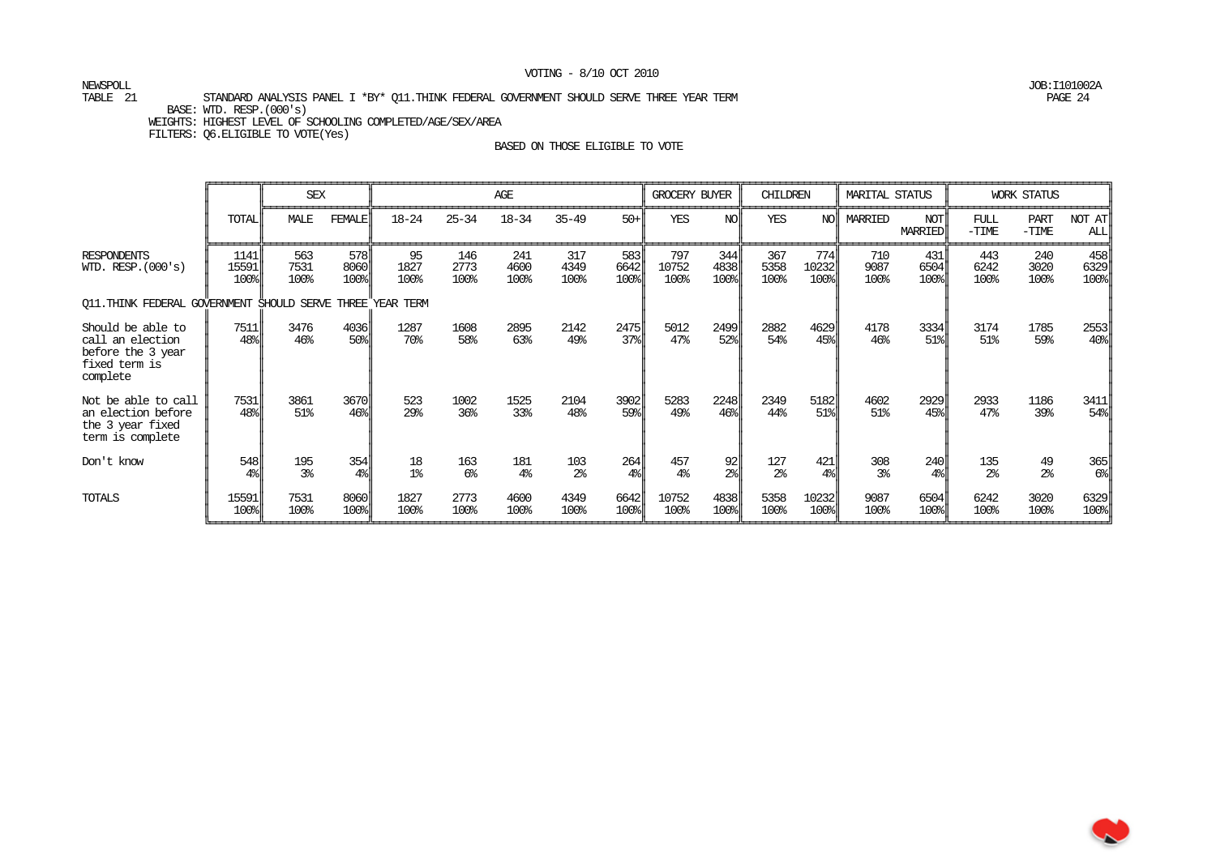VOTING - 8/10 OCT 2010

NEWSPOLL
TABLE 21 STANDARD ANALYSIS PANEL I *BY* Q11.THINK FEDERAL GOVERNMENT SHOULD SERVE THREE YEAR TERM
BASE: WTD. RESP.(000's)
WEIGHTS: HIGHEST LEVEL OF SCHOOLING COMPLETED/AGE/SEX/AREA
FILTERS: Q6.ELIGIBLE TO VOTE(Yes)

JOB:I101002A
PAGE 24

BASED ON THOSE ELIGIBLE TO VOTE

| | | SEX | | AGE | | | | | GROCERY BUYER | | CHILDREN | | MARITAL STATUS | | WORK STATUS | | |
|---|---|---|---|---|---|---|---|---|---|---|---|---|---|---|---|---|---|
| | TOTAL | MALE | FEMALE | 18-24 | 25-34 | 18-34 | 35-49 | 50+ | YES | NO | YES | NO | MARRIED | NOT MARRIED | FULL -TIME | PART -TIME | NOT AT ALL |
| RESPONDENTS | 1141 | 563 | 578 | 95 | 146 | 241 | 317 | 583 | 797 | 344 | 367 | 774 | 710 | 431 | 443 | 240 | 458 |
| WTD. RESP.(000's) | 15591 | 7531 | 8060 | 1827 | 2773 | 4600 | 4349 | 6642 | 10752 | 4838 | 5358 | 10232 | 9087 | 6504 | 6242 | 3020 | 6329 |
| | 100% | 100% | 100% | 100% | 100% | 100% | 100% | 100% | 100% | 100% | 100% | 100% | 100% | 100% | 100% | 100% | 100% |
| Q11.THINK FEDERAL GOVERNMENT SHOULD SERVE THREE YEAR TERM | | | | | | | | | | | | | | | | | |
| Should be able to call an election before the 3 year fixed term is complete | 7511 | 3476 | 4036 | 1287 | 1608 | 2895 | 2142 | 2475 | 5012 | 2499 | 2882 | 4629 | 4178 | 3334 | 3174 | 1785 | 2553 |
| | 48% | 46% | 50% | 70% | 58% | 63% | 49% | 37% | 47% | 52% | 54% | 45% | 46% | 51% | 51% | 59% | 40% |
| Not be able to call an election before the 3 year fixed term is complete | 7531 | 3861 | 3670 | 523 | 1002 | 1525 | 2104 | 3902 | 5283 | 2248 | 2349 | 5182 | 4602 | 2929 | 2933 | 1186 | 3411 |
| | 48% | 51% | 46% | 29% | 36% | 33% | 48% | 59% | 49% | 46% | 44% | 51% | 51% | 45% | 47% | 39% | 54% |
| Don't know | 548 | 195 | 354 | 18 | 163 | 181 | 103 | 264 | 457 | 92 | 127 | 421 | 308 | 240 | 135 | 49 | 365 |
| | 4% | 3% | 4% | 1% | 6% | 4% | 2% | 4% | 4% | 2% | 2% | 4% | 3% | 4% | 2% | 2% | 6% |
| TOTALS | 15591 | 7531 | 8060 | 1827 | 2773 | 4600 | 4349 | 6642 | 10752 | 4838 | 5358 | 10232 | 9087 | 6504 | 6242 | 3020 | 6329 |
| | 100% | 100% | 100% | 100% | 100% | 100% | 100% | 100% | 100% | 100% | 100% | 100% | 100% | 100% | 100% | 100% | 100% |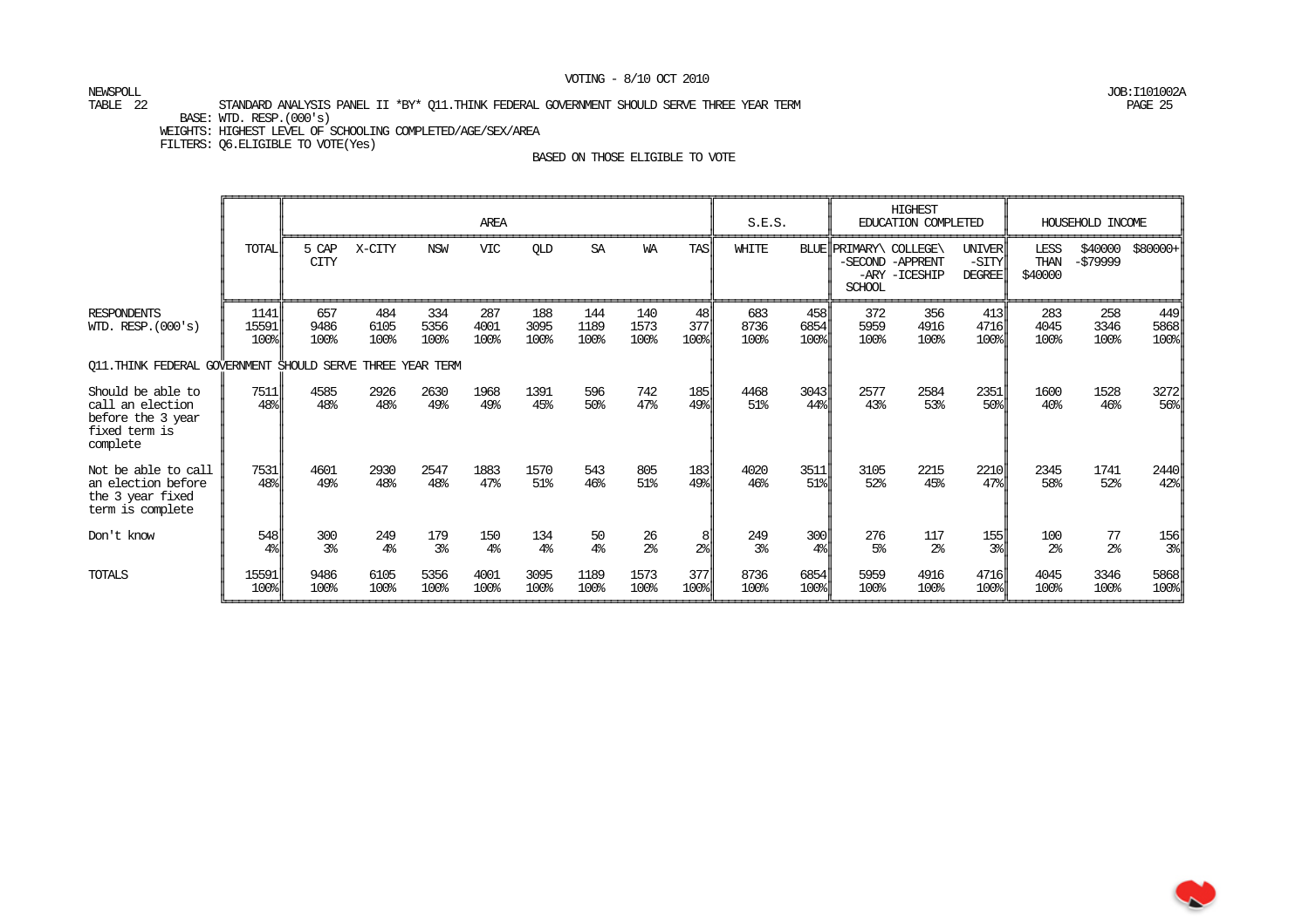VOTING - 8/10 OCT 2010

NEWSPOLL
TABLE 22 STANDARD ANALYSIS PANEL II *BY* Q11.THINK FEDERAL GOVERNMENT SHOULD SERVE THREE YEAR TERM
BASE: WTD. RESP.(000's)
WEIGHTS: HIGHEST LEVEL OF SCHOOLING COMPLETED/AGE/SEX/AREA
FILTERS: Q6.ELIGIBLE TO VOTE(Yes)

JOB:I101002A
PAGE 25

BASED ON THOSE ELIGIBLE TO VOTE

| | TOTAL | AREA | | | | | | | | S.E.S. | | HIGHEST EDUCATION COMPLETED | | | HOUSEHOLD INCOME | | |
|---|---|---|---|---|---|---|---|---|---|---|---|---|---|---|---|---|---|
| | | 5 CAP CITY | X-CITY | NSW | VIC | QLD | SA | WA | TAS | WHITE | BLUE | PRIMARY\ -SECOND -ARY SCHOOL | COLLEGE\ -APPRENT -ICESHIP | UNIVER -SITY DEGREE | LESS THAN $40000 | $40000 -$79999 | $80000+ |
| RESPONDENTS | 1141 | 657 | 484 | 334 | 287 | 188 | 144 | 140 | 48 | 683 | 458 | 372 | 356 | 413 | 283 | 258 | 449 |
| WTD. RESP.(000's) | 15591 | 9486 | 6105 | 5356 | 4001 | 3095 | 1189 | 1573 | 377 | 8736 | 6854 | 5959 | 4916 | 4716 | 4045 | 3346 | 5868 |
| | 100% | 100% | 100% | 100% | 100% | 100% | 100% | 100% | 100% | 100% | 100% | 100% | 100% | 100% | 100% | 100% | 100% |
| **Q11.THINK FEDERAL GOVERNMENT SHOULD SERVE THREE YEAR TERM** | | | | | | | | | | | | | | | | | |
| Should be able to call an election before the 3 year fixed term is complete | 7511 | 4585 | 2926 | 2630 | 1968 | 1391 | 596 | 742 | 185 | 4468 | 3043 | 2577 | 2584 | 2351 | 1600 | 1528 | 3272 |
| | 48% | 48% | 48% | 49% | 49% | 45% | 50% | 47% | 49% | 51% | 44% | 43% | 53% | 50% | 40% | 46% | 56% |
| Not be able to call an election before the 3 year fixed term is complete | 7531 | 4601 | 2930 | 2547 | 1883 | 1570 | 543 | 805 | 183 | 4020 | 3511 | 3105 | 2215 | 2210 | 2345 | 1741 | 2440 |
| | 48% | 49% | 48% | 48% | 47% | 51% | 46% | 51% | 49% | 46% | 51% | 52% | 45% | 47% | 58% | 52% | 42% |
| Don't know | 548 | 300 | 249 | 179 | 150 | 134 | 50 | 26 | 8 | 249 | 300 | 276 | 117 | 155 | 100 | 77 | 156 |
| | 4% | 3% | 4% | 3% | 4% | 4% | 4% | 2% | 2% | 3% | 4% | 5% | 2% | 3% | 2% | 2% | 3% |
| TOTALS | 15591 | 9486 | 6105 | 5356 | 4001 | 3095 | 1189 | 1573 | 377 | 8736 | 6854 | 5959 | 4916 | 4716 | 4045 | 3346 | 5868 |
| | 100% | 100% | 100% | 100% | 100% | 100% | 100% | 100% | 100% | 100% | 100% | 100% | 100% | 100% | 100% | 100% | 100% |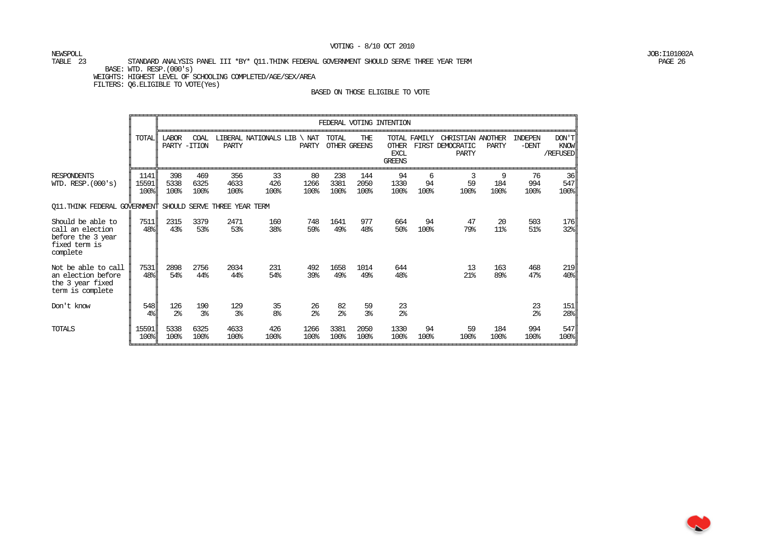VOTING - 8/10 OCT 2010

NEWSPOLL
TABLE 23 STANDARD ANALYSIS PANEL III *BY* Q11.THINK FEDERAL GOVERNMENT SHOULD SERVE THREE YEAR TERM
BASE: WTD. RESP.(000's)
WEIGHTS: HIGHEST LEVEL OF SCHOOLING COMPLETED/AGE/SEX/AREA
FILTERS: Q6.ELIGIBLE TO VOTE(Yes)

JOB:I101002A

BASED ON THOSE ELIGIBLE TO VOTE

| | TOTAL | FEDERAL VOTING INTENTION | | | | | | | | | | | | |
|---|---|---|---|---|---|---|---|---|---|---|---|---|---|---|
| | | LABOR PARTY | COAL -ITION | LIBERAL PARTY | NATIONALS | LIB \ NAT PARTY | TOTAL OTHER | THE GREENS | TOTAL OTHER EXCL GREENS | FAMILY FIRST | CHRISTIAN DEMOCRATIC PARTY | ANOTHER PARTY | INDEPEN -DENT | DON'T KNOW /REFUSED |
| RESPONDENTS | 1141 | 398 | 469 | 356 | 33 | 80 | 238 | 144 | 94 | 6 | 3 | 9 | 76 | 36 |
| WTD. RESP.(000's) | 15591 | 5338 | 6325 | 4633 | 426 | 1266 | 3381 | 2050 | 1330 | 94 | 59 | 184 | 994 | 547 |
| | 100% | 100% | 100% | 100% | 100% | 100% | 100% | 100% | 100% | 100% | 100% | 100% | 100% | 100% |
| **Q11.THINK FEDERAL GOVERNMENT SHOULD SERVE THREE YEAR TERM** | | | | | | | | | | | | | | |
| Should be able to call an election before the 3 year fixed term is complete | 7511 | 2315 | 3379 | 2471 | 160 | 748 | 1641 | 977 | 664 | 94 | 47 | 20 | 503 | 176 |
| | 48% | 43% | 53% | 53% | 38% | 59% | 49% | 48% | 50% | 100% | 79% | 11% | 51% | 32% |
| Not be able to call an election before the 3 year fixed term is complete | 7531 | 2898 | 2756 | 2034 | 231 | 492 | 1658 | 1014 | 644 | | 13 | 163 | 468 | 219 |
| | 48% | 54% | 44% | 44% | 54% | 39% | 49% | 49% | 48% | | 21% | 89% | 47% | 40% |
| Don't know | 548 | 126 | 190 | 129 | 35 | 26 | 82 | 59 | 23 | | | | 23 | 151 |
| | 4% | 2% | 3% | 3% | 8% | 2% | 2% | 3% | 2% | | | | 2% | 28% |
| TOTALS | 15591 | 5338 | 6325 | 4633 | 426 | 1266 | 3381 | 2050 | 1330 | 94 | 59 | 184 | 994 | 547 |
| | 100% | 100% | 100% | 100% | 100% | 100% | 100% | 100% | 100% | 100% | 100% | 100% | 100% | 100% |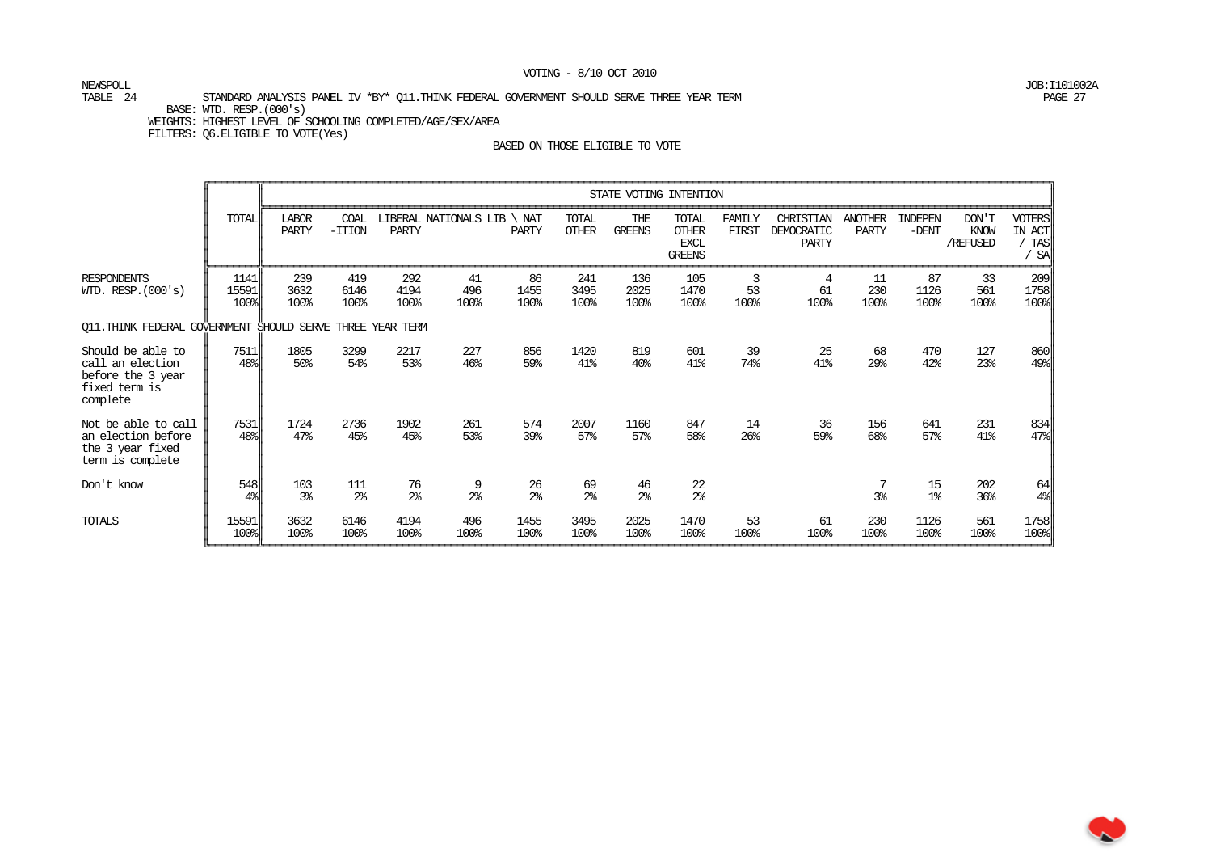TABLE 24 STANDARD ANALYSIS PANEL IV *BY* Q11.THINK FEDERAL GOVERNMENT SHOULD SERVE THREE YEAR TERM

BASE: WTD. RESP.(000's)

WEIGHTS: HIGHEST LEVEL OF SCHOOLING COMPLETED/AGE/SEX/AREA

FILTERS: Q6.ELIGIBLE TO VOTE(Yes)

BASED ON THOSE ELIGIBLE TO VOTE

| | TOTAL | STATE VOTING INTENTION | | | | | | | | | | | | | |
|---|---|---|---|---|---|---|---|---|---|---|---|---|---|---|---|
| | | LABOR PARTY | COAL -ITION | LIBERAL PARTY | NATIONALS | LIB \ NAT PARTY | TOTAL OTHER | THE GREENS | TOTAL OTHER EXCL GREENS | FAMILY FIRST | CHRISTIAN DEMOCRATIC PARTY | ANOTHER PARTY | INDEPEN -DENT | DON'T KNOW /REFUSED | VOTERS IN ACT / TAS / SA |
| RESPONDENTS | 1141 | 239 | 419 | 292 | 41 | 86 | 241 | 136 | 105 | 3 | 4 | 11 | 87 | 33 | 209 |
| WTD. RESP.(000's) | 15591 | 3632 | 6146 | 4194 | 496 | 1455 | 3495 | 2025 | 1470 | 53 | 61 | 230 | 1126 | 561 | 1758 |
| | 100% | 100% | 100% | 100% | 100% | 100% | 100% | 100% | 100% | 100% | 100% | 100% | 100% | 100% | 100% |
| **Q11.THINK FEDERAL GOVERNMENT SHOULD SERVE THREE YEAR TERM** | | | | | | | | | | | | | | | |
| Should be able to call an election before the 3 year fixed term is complete | 7511 | 1805 | 3299 | 2217 | 227 | 856 | 1420 | 819 | 601 | 39 | 25 | 68 | 470 | 127 | 860 |
| | 48% | 50% | 54% | 53% | 46% | 59% | 41% | 40% | 41% | 74% | 41% | 29% | 42% | 23% | 49% |
| Not be able to call an election before the 3 year fixed term is complete | 7531 | 1724 | 2736 | 1902 | 261 | 574 | 2007 | 1160 | 847 | 14 | 36 | 156 | 641 | 231 | 834 |
| | 48% | 47% | 45% | 45% | 53% | 39% | 57% | 57% | 58% | 26% | 59% | 68% | 57% | 41% | 47% |
| Don't know | 548 | 103 | 111 | 76 | 9 | 26 | 69 | 46 | 22 | | | 7 | 15 | 202 | 64 |
| | 4% | 3% | 2% | 2% | 2% | 2% | 2% | 2% | 2% | | | 3% | 1% | 36% | 4% |
| TOTALS | 15591 | 3632 | 6146 | 4194 | 496 | 1455 | 3495 | 2025 | 1470 | 53 | 61 | 230 | 1126 | 561 | 1758 |
| | 100% | 100% | 100% | 100% | 100% | 100% | 100% | 100% | 100% | 100% | 100% | 100% | 100% | 100% | 100% |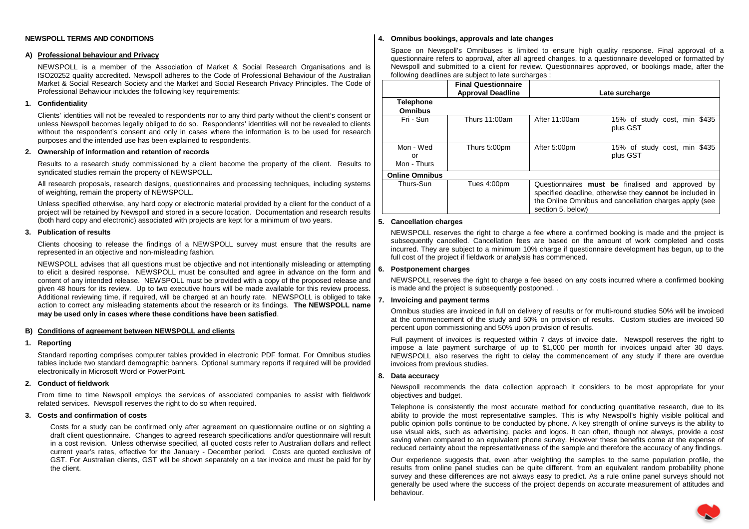## NEWSPOLL TERMS AND CONDITIONS

### A) Professional behaviour and Privacy

NEWSPOLL is a member of the Association of Market & Social Research Organisations and is ISO20252 quality accredited. Newspoll adheres to the Code of Professional Behaviour of the Australian Market & Social Research Society and the Market and Social Research Privacy Principles. The Code of Professional Behaviour includes the following key requirements:

#### 1. Confidentiality

Clients' identities will not be revealed to respondents nor to any third party without the client's consent or unless Newspoll becomes legally obliged to do so. Respondents' identities will not be revealed to clients without the respondent's consent and only in cases where the information is to be used for research purposes and the intended use has been explained to respondents.

#### 2. Ownership of information and retention of records

Results to a research study commissioned by a client become the property of the client. Results to syndicated studies remain the property of NEWSPOLL.

All research proposals, research designs, questionnaires and processing techniques, including systems of weighting, remain the property of NEWSPOLL.

Unless specified otherwise, any hard copy or electronic material provided by a client for the conduct of a project will be retained by Newspoll and stored in a secure location. Documentation and research results (both hard copy and electronic) associated with projects are kept for a minimum of two years.

#### 3. Publication of results

Clients choosing to release the findings of a NEWSPOLL survey must ensure that the results are represented in an objective and non-misleading fashion.

NEWSPOLL advises that all questions must be objective and not intentionally misleading or attempting to elicit a desired response. NEWSPOLL must be consulted and agree in advance on the form and content of any intended release. NEWSPOLL must be provided with a copy of the proposed release and given 48 hours for its review. Up to two executive hours will be made available for this review process. Additional reviewing time, if required, will be charged at an hourly rate. NEWSPOLL is obliged to take action to correct any misleading statements about the research or its findings. **The NEWSPOLL name may be used only in cases where these conditions have been satisfied**.

### B) Conditions of agreement between NEWSPOLL and clients

#### 1. Reporting

Standard reporting comprises computer tables provided in electronic PDF format. For Omnibus studies tables include two standard demographic banners. Optional summary reports if required will be provided electronically in Microsoft Word or PowerPoint.

#### 2. Conduct of fieldwork

From time to time Newspoll employs the services of associated companies to assist with fieldwork related services. Newspoll reserves the right to do so when required.

#### 3. Costs and confirmation of costs

Costs for a study can be confirmed only after agreement on questionnaire outline or on sighting a draft client questionnaire. Changes to agreed research specifications and/or questionnaire will result in a cost revision. Unless otherwise specified, all quoted costs refer to Australian dollars and reflect current year's rates, effective for the January - December period. Costs are quoted exclusive of GST. For Australian clients, GST will be shown separately on a tax invoice and must be paid for by the client.

#### 4. Omnibus bookings, approvals and late changes

Space on Newspoll's Omnibuses is limited to ensure high quality response. Final approval of a questionnaire refers to approval, after all agreed changes, to a questionnaire developed or formatted by Newspoll and submitted to a client for review. Questionnaires approved, or bookings made, after the following deadlines are subject to late surcharges :

| | Final Questionnaire Approval Deadline | Late surcharge | |
|---|---|---|---|
| **Telephone Omnibus** | | | |
| Fri - Sun | Thurs 11:00am | After 11:00am | 15% of study cost, min $435 plus GST |
| Mon - Wed or Mon - Thurs | Thurs 5:00pm | After 5:00pm | 15% of study cost, min $435 plus GST |
| **Online Omnibus** | | | |
| Thurs-Sun | Tues 4:00pm | Questionnaires **must be** finalised and approved by specified deadline, otherwise they **cannot** be included in the Online Omnibus and cancellation charges apply (see section 5. below) | |

#### 5. Cancellation charges

NEWSPOLL reserves the right to charge a fee where a confirmed booking is made and the project is subsequently cancelled. Cancellation fees are based on the amount of work completed and costs incurred. They are subject to a minimum 10% charge if questionnaire development has begun, up to the full cost of the project if fieldwork or analysis has commenced.

#### 6. Postponement charges

NEWSPOLL reserves the right to charge a fee based on any costs incurred where a confirmed booking is made and the project is subsequently postponed. .

#### 7. Invoicing and payment terms

Omnibus studies are invoiced in full on delivery of results or for multi-round studies 50% will be invoiced at the commencement of the study and 50% on provision of results. Custom studies are invoiced 50 percent upon commissioning and 50% upon provision of results.

Full payment of invoices is requested within 7 days of invoice date. Newspoll reserves the right to impose a late payment surcharge of up to $1,000 per month for invoices unpaid after 30 days. NEWSPOLL also reserves the right to delay the commencement of any study if there are overdue invoices from previous studies.

#### 8. Data accuracy

Newspoll recommends the data collection approach it considers to be most appropriate for your objectives and budget.

Telephone is consistently the most accurate method for conducting quantitative research, due to its ability to provide the most representative samples. This is why Newspoll's highly visible political and public opinion polls continue to be conducted by phone. A key strength of online surveys is the ability to use visual aids, such as advertising, packs and logos. It can often, though not always, provide a cost saving when compared to an equivalent phone survey. However these benefits come at the expense of reduced certainty about the representativeness of the sample and therefore the accuracy of any findings.

Our experience suggests that, even after weighting the samples to the same population profile, the results from online panel studies can be quite different, from an equivalent random probability phone survey and these differences are not always easy to predict. As a rule online panel surveys should not generally be used where the success of the project depends on accurate measurement of attitudes and behaviour.